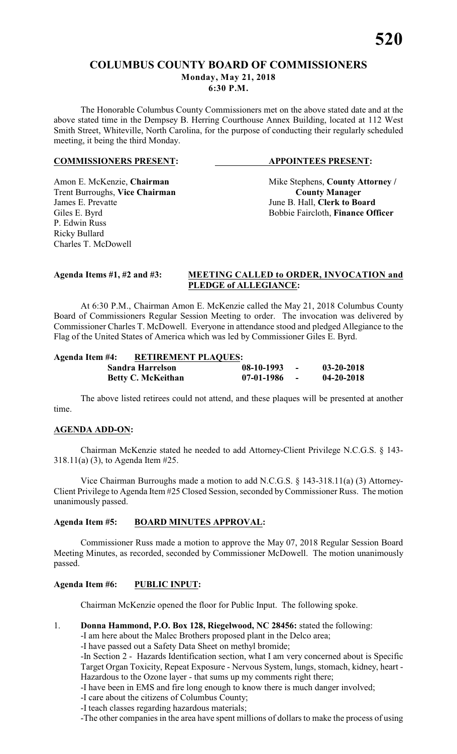# COLUMBUS COUNTY BOARD OF COMMISSIONERS
**Monday, May 21, 2018**
**6:30 P.M.**

The Honorable Columbus County Commissioners met on the above stated date and at the above stated time in the Dempsey B. Herring Courthouse Annex Building, located at 112 West Smith Street, Whiteville, North Carolina, for the purpose of conducting their regularly scheduled meeting, it being the third Monday.

| **COMMISSIONERS PRESENT:** | **APPOINTEES PRESENT:** |
|---|---|
| Amon E. McKenzie, **Chairman** | Mike Stephens, **County Attorney / County Manager** |
| Trent Burroughs, **Vice Chairman** | |
| James E. Prevatte | June B. Hall, **Clerk to Board** |
| Giles E. Byrd | Bobbie Faircloth, **Finance Officer** |
| P. Edwin Russ | |
| Ricky Bullard | |
| Charles T. McDowell | |

**Agenda Items #1, #2 and #3: MEETING CALLED to ORDER, INVOCATION and PLEDGE of ALLEGIANCE:**

At 6:30 P.M., Chairman Amon E. McKenzie called the May 21, 2018 Columbus County Board of Commissioners Regular Session Meeting to order. The invocation was delivered by Commissioner Charles T. McDowell. Everyone in attendance stood and pledged Allegiance to the Flag of the United States of America which was led by Commissioner Giles E. Byrd.

**Agenda Item #4: RETIREMENT PLAQUES:**

| | | | |
|---|---|---|---|
| **Sandra Harrelson** | **08-10-1993** | **-** | **03-20-2018** |
| **Betty C. McKeithan** | **07-01-1986** | **-** | **04-20-2018** |

The above listed retirees could not attend, and these plaques will be presented at another time.

**AGENDA ADD-ON:**

Chairman McKenzie stated he needed to add Attorney-Client Privilege N.C.G.S. § 143-318.11(a) (3), to Agenda Item #25.

Vice Chairman Burroughs made a motion to add N.C.G.S. § 143-318.11(a) (3) Attorney-Client Privilege to Agenda Item #25 Closed Session, seconded by Commissioner Russ. The motion unanimously passed.

**Agenda Item #5: BOARD MINUTES APPROVAL:**

Commissioner Russ made a motion to approve the May 07, 2018 Regular Session Board Meeting Minutes, as recorded, seconded by Commissioner McDowell. The motion unanimously passed.

**Agenda Item #6: PUBLIC INPUT:**

Chairman McKenzie opened the floor for Public Input. The following spoke.

1. **Donna Hammond, P.O. Box 128, Riegelwood, NC 28456:** stated the following:
   -I am here about the Malec Brothers proposed plant in the Delco area;
   -I have passed out a Safety Data Sheet on methyl bromide;
   -In Section 2 - Hazards Identification section, what I am very concerned about is Specific Target Organ Toxicity, Repeat Exposure - Nervous System, lungs, stomach, kidney, heart - Hazardous to the Ozone layer - that sums up my comments right there;
   -I have been in EMS and fire long enough to know there is much danger involved;
   -I care about the citizens of Columbus County;
   -I teach classes regarding hazardous materials;
   -The other companies in the area have spent millions of dollars to make the process of using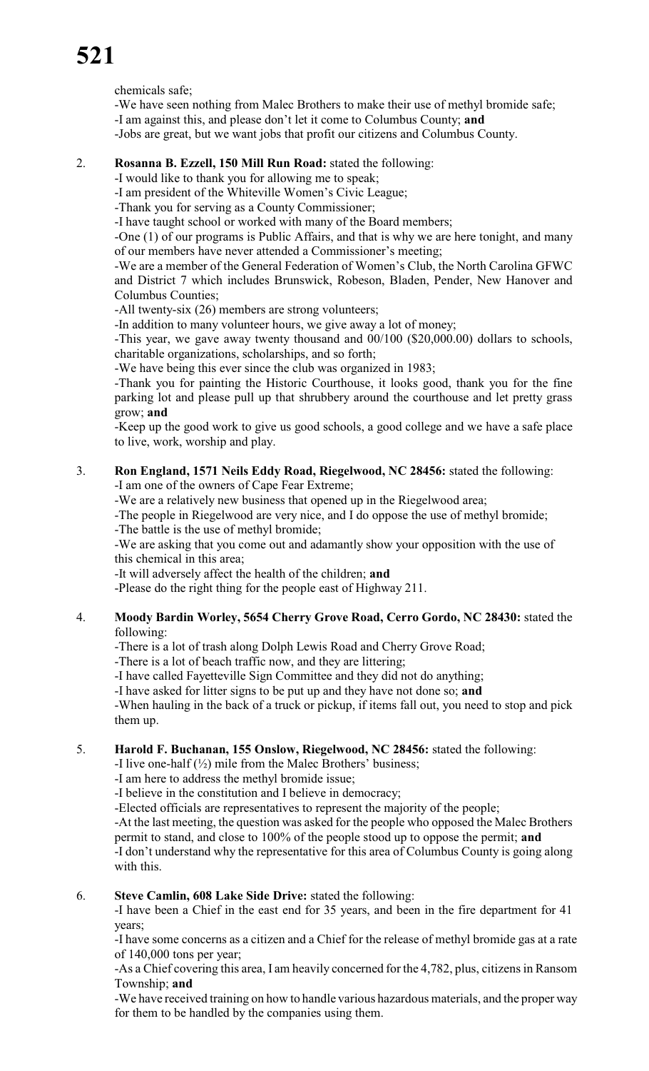chemicals safe;

-We have seen nothing from Malec Brothers to make their use of methyl bromide safe;

-I am against this, and please don't let it come to Columbus County; **and**

-Jobs are great, but we want jobs that profit our citizens and Columbus County.

2. **Rosanna B. Ezzell, 150 Mill Run Road:** stated the following:

   -I would like to thank you for allowing me to speak;

   -I am president of the Whiteville Women's Civic League;

   -Thank you for serving as a County Commissioner;

   -I have taught school or worked with many of the Board members;

   -One (1) of our programs is Public Affairs, and that is why we are here tonight, and many of our members have never attended a Commissioner's meeting;

   -We are a member of the General Federation of Women's Club, the North Carolina GFWC and District 7 which includes Brunswick, Robeson, Bladen, Pender, New Hanover and Columbus Counties;

   -All twenty-six (26) members are strong volunteers;

   -In addition to many volunteer hours, we give away a lot of money;

   -This year, we gave away twenty thousand and 00/100 ($20,000.00) dollars to schools, charitable organizations, scholarships, and so forth;

   -We have being this ever since the club was organized in 1983;

   -Thank you for painting the Historic Courthouse, it looks good, thank you for the fine parking lot and please pull up that shrubbery around the courthouse and let pretty grass grow; **and**

   -Keep up the good work to give us good schools, a good college and we have a safe place to live, work, worship and play.

3. **Ron England, 1571 Neils Eddy Road, Riegelwood, NC 28456:** stated the following:

   -I am one of the owners of Cape Fear Extreme;

   -We are a relatively new business that opened up in the Riegelwood area;

   -The people in Riegelwood are very nice, and I do oppose the use of methyl bromide;

   -The battle is the use of methyl bromide;

   -We are asking that you come out and adamantly show your opposition with the use of this chemical in this area;

   -It will adversely affect the health of the children; **and**

   -Please do the right thing for the people east of Highway 211.

4. **Moody Bardin Worley, 5654 Cherry Grove Road, Cerro Gordo, NC 28430:** stated the following:

   -There is a lot of trash along Dolph Lewis Road and Cherry Grove Road;

   -There is a lot of beach traffic now, and they are littering;

   -I have called Fayetteville Sign Committee and they did not do anything;

   -I have asked for litter signs to be put up and they have not done so; **and**

   -When hauling in the back of a truck or pickup, if items fall out, you need to stop and pick them up.

5. **Harold F. Buchanan, 155 Onslow, Riegelwood, NC 28456:** stated the following:

   -I live one-half (½) mile from the Malec Brothers' business;

   -I am here to address the methyl bromide issue;

   -I believe in the constitution and I believe in democracy;

   -Elected officials are representatives to represent the majority of the people;

   -At the last meeting, the question was asked for the people who opposed the Malec Brothers permit to stand, and close to 100% of the people stood up to oppose the permit; **and**

   -I don't understand why the representative for this area of Columbus County is going along with this.

6. **Steve Camlin, 608 Lake Side Drive:** stated the following:

   -I have been a Chief in the east end for 35 years, and been in the fire department for 41 years;

   -I have some concerns as a citizen and a Chief for the release of methyl bromide gas at a rate of 140,000 tons per year;

   -As a Chief covering this area, I am heavily concerned for the 4,782, plus, citizens in Ransom Township; **and**

   -We have received training on how to handle various hazardous materials, and the proper way for them to be handled by the companies using them.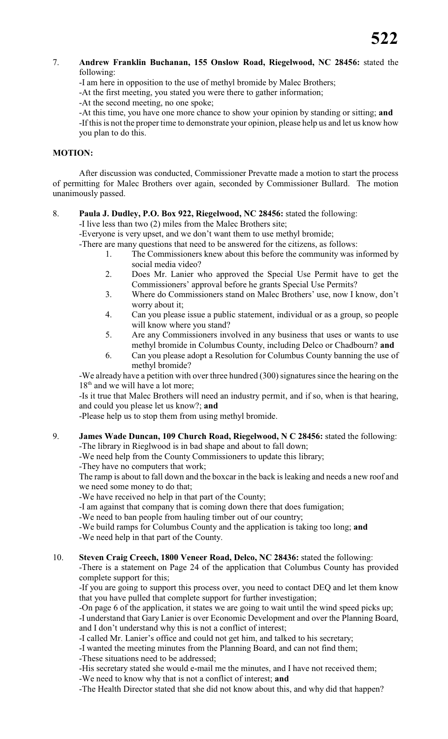7. **Andrew Franklin Buchanan, 155 Onslow Road, Riegelwood, NC 28456:** stated the following:

   -I am here in opposition to the use of methyl bromide by Malec Brothers;

   -At the first meeting, you stated you were there to gather information;

   -At the second meeting, no one spoke;

   -At this time, you have one more chance to show your opinion by standing or sitting; **and**

   -If this is not the proper time to demonstrate your opinion, please help us and let us know how you plan to do this.

**MOTION:**

After discussion was conducted, Commissioner Prevatte made a motion to start the process of permitting for Malec Brothers over again, seconded by Commissioner Bullard. The motion unanimously passed.

8. **Paula J. Dudley, P.O. Box 922, Riegelwood, NC 28456:** stated the following:

   -I live less than two (2) miles from the Malec Brothers site;

   -Everyone is very upset, and we don't want them to use methyl bromide;

   -There are many questions that need to be answered for the citizens, as follows:

   1. The Commissioners knew about this before the community was informed by social media video?
   2. Does Mr. Lanier who approved the Special Use Permit have to get the Commissioners' approval before he grants Special Use Permits?
   3. Where do Commissioners stand on Malec Brothers' use, now I know, don't worry about it;
   4. Can you please issue a public statement, individual or as a group, so people will know where you stand?
   5. Are any Commissioners involved in any business that uses or wants to use methyl bromide in Columbus County, including Delco or Chadbourn? **and**
   6. Can you please adopt a Resolution for Columbus County banning the use of methyl bromide?

   -We already have a petition with over three hundred (300) signatures since the hearing on the 18th and we will have a lot more;

   -Is it true that Malec Brothers will need an industry permit, and if so, when is that hearing, and could you please let us know?; **and**

   -Please help us to stop them from using methyl bromide.

9. **James Wade Duncan, 109 Church Road, Riegelwood, N C 28456:** stated the following:

   -The library in Rieglwood is in bad shape and about to fall down;

   -We need help from the County Commissioners to update this library;

   -They have no computers that work;

   The ramp is about to fall down and the boxcar in the back is leaking and needs a new roof and we need some money to do that;

   -We have received no help in that part of the County;

   -I am against that company that is coming down there that does fumigation;

   -We need to ban people from hauling timber out of our country;

   -We build ramps for Columbus County and the application is taking too long; **and**

   -We need help in that part of the County.

10. **Steven Craig Creech, 1800 Veneer Road, Delco, NC 28436:** stated the following:

    -There is a statement on Page 24 of the application that Columbus County has provided complete support for this;

    -If you are going to support this process over, you need to contact DEQ and let them know that you have pulled that complete support for further investigation;

    -On page 6 of the application, it states we are going to wait until the wind speed picks up;

    -I understand that Gary Lanier is over Economic Development and over the Planning Board, and I don't understand why this is not a conflict of interest;

    -I called Mr. Lanier's office and could not get him, and talked to his secretary;

    -I wanted the meeting minutes from the Planning Board, and can not find them;

    -These situations need to be addressed;

    -His secretary stated she would e-mail me the minutes, and I have not received them;

    -We need to know why that is not a conflict of interest; **and**

    -The Health Director stated that she did not know about this, and why did that happen?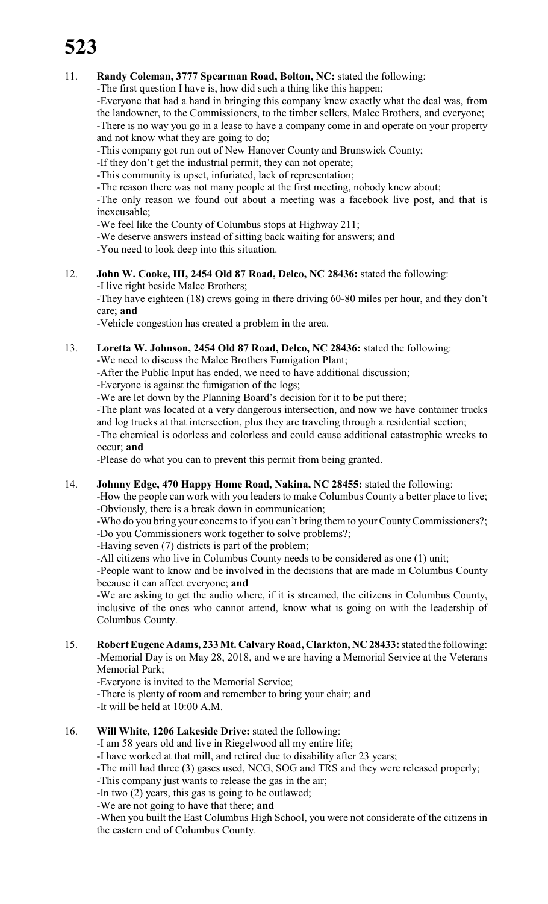11. **Randy Coleman, 3777 Spearman Road, Bolton, NC:** stated the following:
-The first question I have is, how did such a thing like this happen;
-Everyone that had a hand in bringing this company knew exactly what the deal was, from the landowner, to the Commissioners, to the timber sellers, Malec Brothers, and everyone;
-There is no way you go in a lease to have a company come in and operate on your property and not know what they are going to do;
-This company got run out of New Hanover County and Brunswick County;
-If they don't get the industrial permit, they can not operate;
-This community is upset, infuriated, lack of representation;
-The reason there was not many people at the first meeting, nobody knew about;
-The only reason we found out about a meeting was a facebook live post, and that is inexcusable;
-We feel like the County of Columbus stops at Highway 211;
-We deserve answers instead of sitting back waiting for answers; **and**
-You need to look deep into this situation.

12. **John W. Cooke, III, 2454 Old 87 Road, Delco, NC 28436:** stated the following:
-I live right beside Malec Brothers;
-They have eighteen (18) crews going in there driving 60-80 miles per hour, and they don't care; **and**
-Vehicle congestion has created a problem in the area.

13. **Loretta W. Johnson, 2454 Old 87 Road, Delco, NC 28436:** stated the following:
-We need to discuss the Malec Brothers Fumigation Plant;
-After the Public Input has ended, we need to have additional discussion;
-Everyone is against the fumigation of the logs;
-We are let down by the Planning Board's decision for it to be put there;
-The plant was located at a very dangerous intersection, and now we have container trucks and log trucks at that intersection, plus they are traveling through a residential section;
-The chemical is odorless and colorless and could cause additional catastrophic wrecks to occur; **and**
-Please do what you can to prevent this permit from being granted.

14. **Johnny Edge, 470 Happy Home Road, Nakina, NC 28455:** stated the following:
-How the people can work with you leaders to make Columbus County a better place to live;
-Obviously, there is a break down in communication;
-Who do you bring your concerns to if you can't bring them to your County Commissioners?;
-Do you Commissioners work together to solve problems?;
-Having seven (7) districts is part of the problem;
-All citizens who live in Columbus County needs to be considered as one (1) unit;
-People want to know and be involved in the decisions that are made in Columbus County because it can affect everyone; **and**
-We are asking to get the audio where, if it is streamed, the citizens in Columbus County, inclusive of the ones who cannot attend, know what is going on with the leadership of Columbus County.

15. **Robert Eugene Adams, 233 Mt. Calvary Road, Clarkton, NC 28433:** stated the following:
-Memorial Day is on May 28, 2018, and we are having a Memorial Service at the Veterans Memorial Park;
-Everyone is invited to the Memorial Service;
-There is plenty of room and remember to bring your chair; **and**
-It will be held at 10:00 A.M.

16. **Will White, 1206 Lakeside Drive:** stated the following:
-I am 58 years old and live in Riegelwood all my entire life;
-I have worked at that mill, and retired due to disability after 23 years;
-The mill had three (3) gases used, NCG, SOG and TRS and they were released properly;
-This company just wants to release the gas in the air;
-In two (2) years, this gas is going to be outlawed;
-We are not going to have that there; **and**
-When you built the East Columbus High School, you were not considerate of the citizens in the eastern end of Columbus County.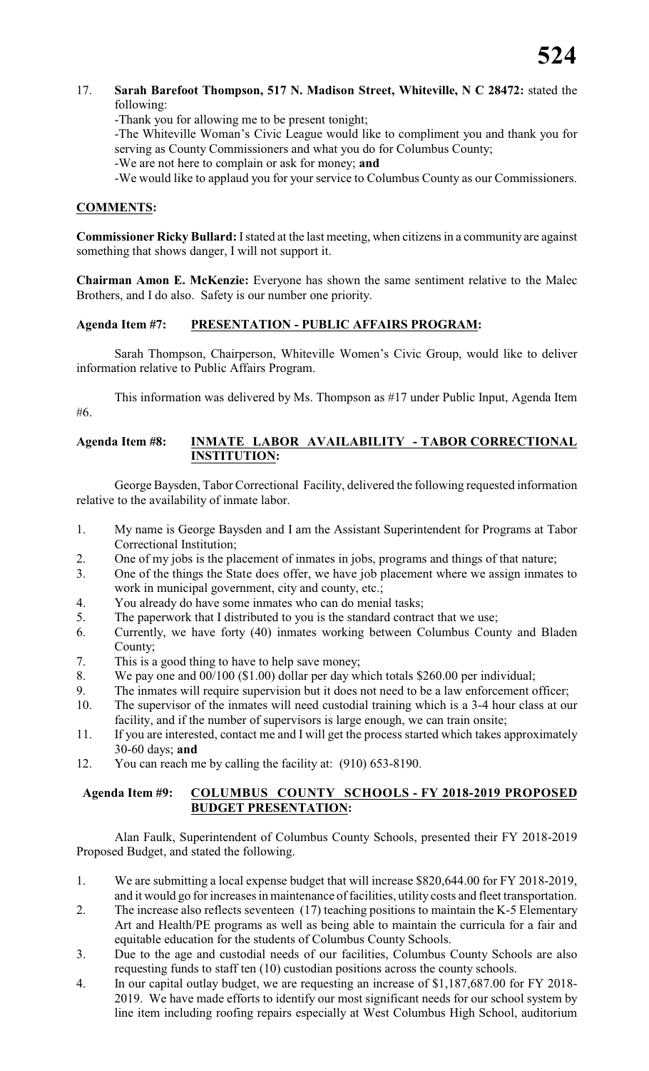17. **Sarah Barefoot Thompson, 517 N. Madison Street, Whiteville, N C 28472:** stated the following:

    -Thank you for allowing me to be present tonight;

    -The Whiteville Woman's Civic League would like to compliment you and thank you for serving as County Commissioners and what you do for Columbus County;

    -We are not here to complain or ask for money; **and**

    -We would like to applaud you for your service to Columbus County as our Commissioners.

**COMMENTS:**

**Commissioner Ricky Bullard:** I stated at the last meeting, when citizens in a community are against something that shows danger, I will not support it.

**Chairman Amon E. McKenzie:** Everyone has shown the same sentiment relative to the Malec Brothers, and I do also. Safety is our number one priority.

**Agenda Item #7: PRESENTATION - PUBLIC AFFAIRS PROGRAM:**

Sarah Thompson, Chairperson, Whiteville Women's Civic Group, would like to deliver information relative to Public Affairs Program.

This information was delivered by Ms. Thompson as #17 under Public Input, Agenda Item #6.

**Agenda Item #8: INMATE LABOR AVAILABILITY - TABOR CORRECTIONAL INSTITUTION:**

George Baysden, Tabor Correctional Facility, delivered the following requested information relative to the availability of inmate labor.

1. My name is George Baysden and I am the Assistant Superintendent for Programs at Tabor Correctional Institution;
2. One of my jobs is the placement of inmates in jobs, programs and things of that nature;
3. One of the things the State does offer, we have job placement where we assign inmates to work in municipal government, city and county, etc.;
4. You already do have some inmates who can do menial tasks;
5. The paperwork that I distributed to you is the standard contract that we use;
6. Currently, we have forty (40) inmates working between Columbus County and Bladen County;
7. This is a good thing to have to help save money;
8. We pay one and 00/100 ($1.00) dollar per day which totals $260.00 per individual;
9. The inmates will require supervision but it does not need to be a law enforcement officer;
10. The supervisor of the inmates will need custodial training which is a 3-4 hour class at our facility, and if the number of supervisors is large enough, we can train onsite;
11. If you are interested, contact me and I will get the process started which takes approximately 30-60 days; **and**
12. You can reach me by calling the facility at: (910) 653-8190.

**Agenda Item #9: COLUMBUS COUNTY SCHOOLS - FY 2018-2019 PROPOSED BUDGET PRESENTATION:**

Alan Faulk, Superintendent of Columbus County Schools, presented their FY 2018-2019 Proposed Budget, and stated the following.

1. We are submitting a local expense budget that will increase $820,644.00 for FY 2018-2019, and it would go for increases in maintenance of facilities, utility costs and fleet transportation.
2. The increase also reflects seventeen (17) teaching positions to maintain the K-5 Elementary Art and Health/PE programs as well as being able to maintain the curricula for a fair and equitable education for the students of Columbus County Schools.
3. Due to the age and custodial needs of our facilities, Columbus County Schools are also requesting funds to staff ten (10) custodian positions across the county schools.
4. In our capital outlay budget, we are requesting an increase of $1,187,687.00 for FY 2018-2019. We have made efforts to identify our most significant needs for our school system by line item including roofing repairs especially at West Columbus High School, auditorium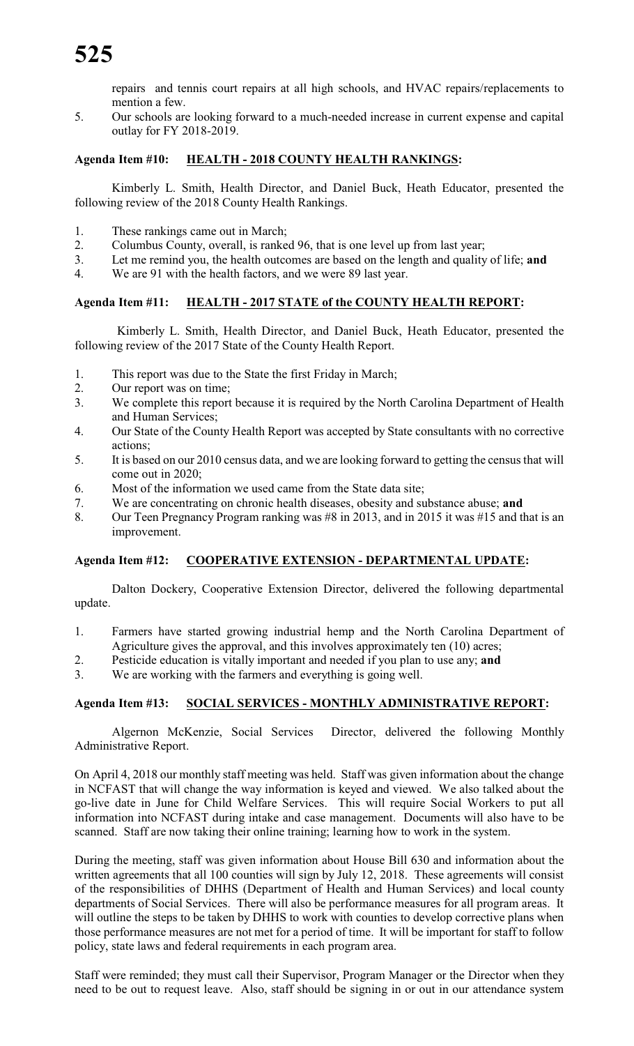repairs and tennis court repairs at all high schools, and HVAC repairs/replacements to mention a few.

5. Our schools are looking forward to a much-needed increase in current expense and capital outlay for FY 2018-2019.

### Agenda Item #10: HEALTH - 2018 COUNTY HEALTH RANKINGS:

Kimberly L. Smith, Health Director, and Daniel Buck, Heath Educator, presented the following review of the 2018 County Health Rankings.

1. These rankings came out in March;
2. Columbus County, overall, is ranked 96, that is one level up from last year;
3. Let me remind you, the health outcomes are based on the length and quality of life; **and**
4. We are 91 with the health factors, and we were 89 last year.

### Agenda Item #11: HEALTH - 2017 STATE of the COUNTY HEALTH REPORT:

Kimberly L. Smith, Health Director, and Daniel Buck, Heath Educator, presented the following review of the 2017 State of the County Health Report.

1. This report was due to the State the first Friday in March;
2. Our report was on time;
3. We complete this report because it is required by the North Carolina Department of Health and Human Services;
4. Our State of the County Health Report was accepted by State consultants with no corrective actions;
5. It is based on our 2010 census data, and we are looking forward to getting the census that will come out in 2020;
6. Most of the information we used came from the State data site;
7. We are concentrating on chronic health diseases, obesity and substance abuse; **and**
8. Our Teen Pregnancy Program ranking was #8 in 2013, and in 2015 it was #15 and that is an improvement.

### Agenda Item #12: COOPERATIVE EXTENSION - DEPARTMENTAL UPDATE:

Dalton Dockery, Cooperative Extension Director, delivered the following departmental update.

1. Farmers have started growing industrial hemp and the North Carolina Department of Agriculture gives the approval, and this involves approximately ten (10) acres;
2. Pesticide education is vitally important and needed if you plan to use any; **and**
3. We are working with the farmers and everything is going well.

### Agenda Item #13: SOCIAL SERVICES - MONTHLY ADMINISTRATIVE REPORT:

Algernon McKenzie, Social Services Director, delivered the following Monthly Administrative Report.

On April 4, 2018 our monthly staff meeting was held. Staff was given information about the change in NCFAST that will change the way information is keyed and viewed. We also talked about the go-live date in June for Child Welfare Services. This will require Social Workers to put all information into NCFAST during intake and case management. Documents will also have to be scanned. Staff are now taking their online training; learning how to work in the system.

During the meeting, staff was given information about House Bill 630 and information about the written agreements that all 100 counties will sign by July 12, 2018. These agreements will consist of the responsibilities of DHHS (Department of Health and Human Services) and local county departments of Social Services. There will also be performance measures for all program areas. It will outline the steps to be taken by DHHS to work with counties to develop corrective plans when those performance measures are not met for a period of time. It will be important for staff to follow policy, state laws and federal requirements in each program area.

Staff were reminded; they must call their Supervisor, Program Manager or the Director when they need to be out to request leave. Also, staff should be signing in or out in our attendance system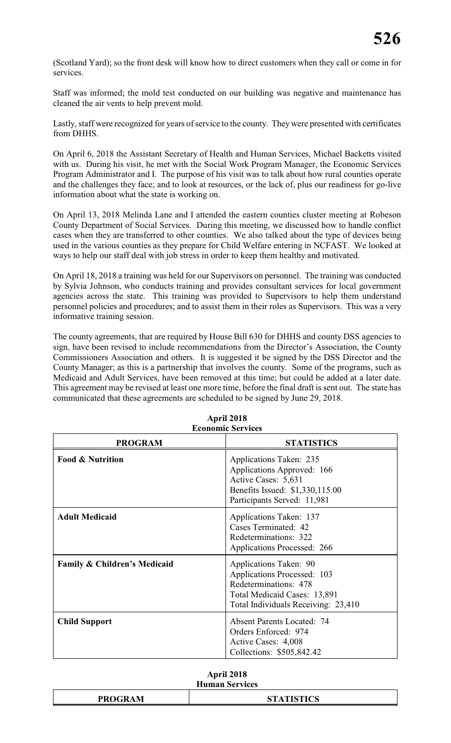(Scotland Yard); so the front desk will know how to direct customers when they call or come in for services.

Staff was informed; the mold test conducted on our building was negative and maintenance has cleaned the air vents to help prevent mold.

Lastly, staff were recognized for years of service to the county. They were presented with certificates from DHHS.

On April 6, 2018 the Assistant Secretary of Health and Human Services, Michael Backetts visited with us. During his visit, he met with the Social Work Program Manager, the Economic Services Program Administrator and I. The purpose of his visit was to talk about how rural counties operate and the challenges they face; and to look at resources, or the lack of, plus our readiness for go-live information about what the state is working on.

On April 13, 2018 Melinda Lane and I attended the eastern counties cluster meeting at Robeson County Department of Social Services. During this meeting, we discussed how to handle conflict cases when they are transferred to other counties. We also talked about the type of devices being used in the various counties as they prepare for Child Welfare entering in NCFAST. We looked at ways to help our staff deal with job stress in order to keep them healthy and motivated.

On April 18, 2018 a training was held for our Supervisors on personnel. The training was conducted by Sylvia Johnson, who conducts training and provides consultant services for local government agencies across the state. This training was provided to Supervisors to help them understand personnel policies and procedures; and to assist them in their roles as Supervisors. This was a very informative training session.

The county agreements, that are required by House Bill 630 for DHHS and county DSS agencies to sign, have been revised to include recommendations from the Director's Association, the County Commissioners Association and others. It is suggested it be signed by the DSS Director and the County Manager; as this is a partnership that involves the county. Some of the programs, such as Medicaid and Adult Services, have been removed at this time; but could be added at a later date. This agreement may be revised at least one more time, before the final draft is sent out. The state has communicated that these agreements are scheduled to be signed by June 29, 2018.

**April 2018**
**Economic Services**

| PROGRAM | STATISTICS |
|---|---|
| **Food & Nutrition** | Applications Taken: 235<br>Applications Approved: 166<br>Active Cases: 5,631<br>Benefits Issued: $1,330,115.00<br>Participants Served: 11,981 |
| **Adult Medicaid** | Applications Taken: 137<br>Cases Terminated: 42<br>Redeterminations: 322<br>Applications Processed: 266 |
| **Family & Children's Medicaid** | Applications Taken: 90<br>Applications Processed: 103<br>Redeterminations: 478<br>Total Medicaid Cases: 13,891<br>Total Individuals Receiving: 23,410 |
| **Child Support** | Absent Parents Located: 74<br>Orders Enforced: 974<br>Active Cases: 4,008<br>Collections: $505,842.42 |

**April 2018**
**Human Services**

| PROGRAM | STATISTICS |
|---|---|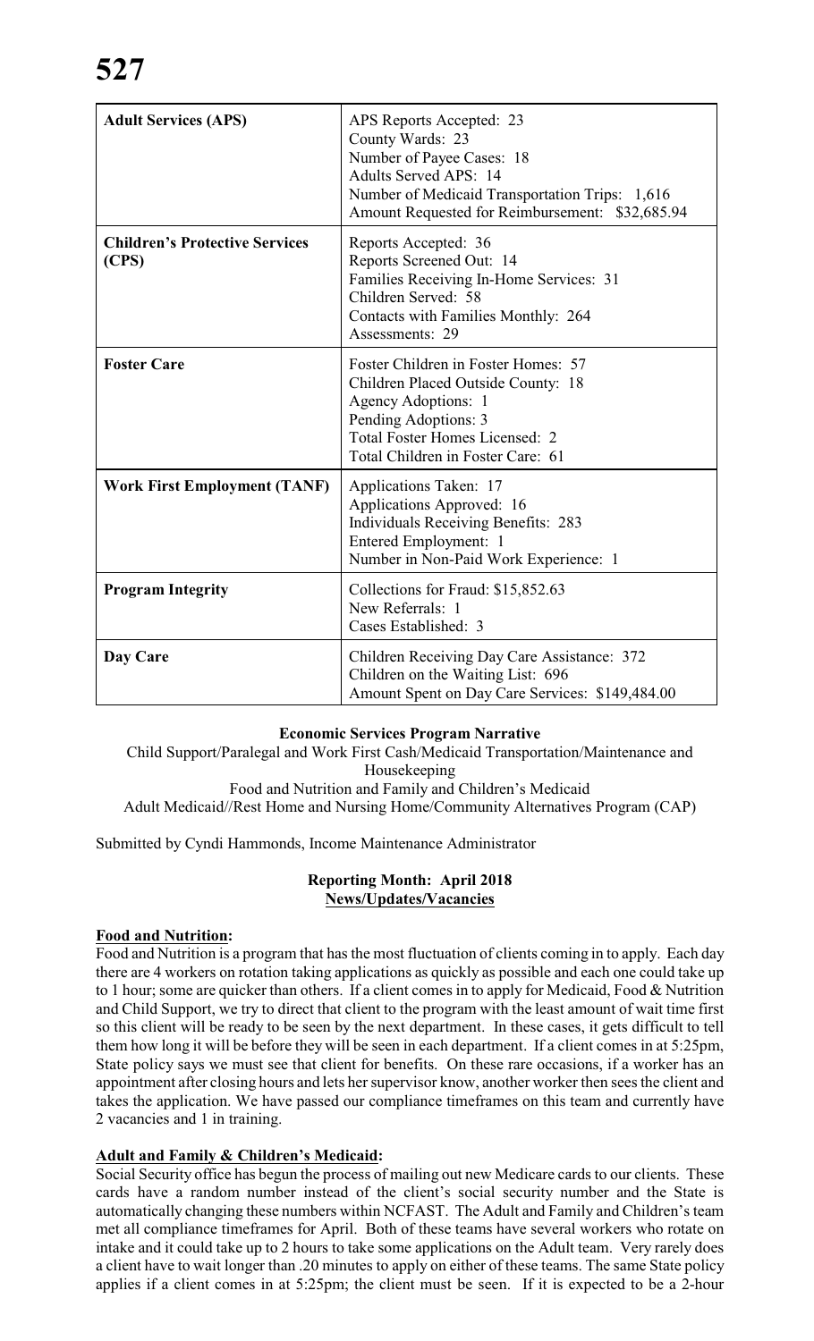| Adult Services (APS) | APS Reports Accepted: 23<br>County Wards: 23<br>Number of Payee Cases: 18<br>Adults Served APS: 14<br>Number of Medicaid Transportation Trips: 1,616<br>Amount Requested for Reimbursement: $32,685.94 |
|---|---|
| **Children's Protective Services (CPS)** | Reports Accepted: 36<br>Reports Screened Out: 14<br>Families Receiving In-Home Services: 31<br>Children Served: 58<br>Contacts with Families Monthly: 264<br>Assessments: 29 |
| **Foster Care** | Foster Children in Foster Homes: 57<br>Children Placed Outside County: 18<br>Agency Adoptions: 1<br>Pending Adoptions: 3<br>Total Foster Homes Licensed: 2<br>Total Children in Foster Care: 61 |
| **Work First Employment (TANF)** | Applications Taken: 17<br>Applications Approved: 16<br>Individuals Receiving Benefits: 283<br>Entered Employment: 1<br>Number in Non-Paid Work Experience: 1 |
| **Program Integrity** | Collections for Fraud: $15,852.63<br>New Referrals: 1<br>Cases Established: 3 |
| **Day Care** | Children Receiving Day Care Assistance: 372<br>Children on the Waiting List: 696<br>Amount Spent on Day Care Services: $149,484.00 |

**Economic Services Program Narrative**

Child Support/Paralegal and Work First Cash/Medicaid Transportation/Maintenance and Housekeeping
Food and Nutrition and Family and Children's Medicaid
Adult Medicaid//Rest Home and Nursing Home/Community Alternatives Program (CAP)

Submitted by Cyndi Hammonds, Income Maintenance Administrator

**Reporting Month: April 2018**
**News/Updates/Vacancies**

**Food and Nutrition:**
Food and Nutrition is a program that has the most fluctuation of clients coming in to apply. Each day there are 4 workers on rotation taking applications as quickly as possible and each one could take up to 1 hour; some are quicker than others. If a client comes in to apply for Medicaid, Food & Nutrition and Child Support, we try to direct that client to the program with the least amount of wait time first so this client will be ready to be seen by the next department. In these cases, it gets difficult to tell them how long it will be before they will be seen in each department. If a client comes in at 5:25pm, State policy says we must see that client for benefits. On these rare occasions, if a worker has an appointment after closing hours and lets her supervisor know, another worker then sees the client and takes the application. We have passed our compliance timeframes on this team and currently have 2 vacancies and 1 in training.

**Adult and Family & Children's Medicaid:**
Social Security office has begun the process of mailing out new Medicare cards to our clients. These cards have a random number instead of the client's social security number and the State is automatically changing these numbers within NCFAST. The Adult and Family and Children's team met all compliance timeframes for April. Both of these teams have several workers who rotate on intake and it could take up to 2 hours to take some applications on the Adult team. Very rarely does a client have to wait longer than .20 minutes to apply on either of these teams. The same State policy applies if a client comes in at 5:25pm; the client must be seen. If it is expected to be a 2-hour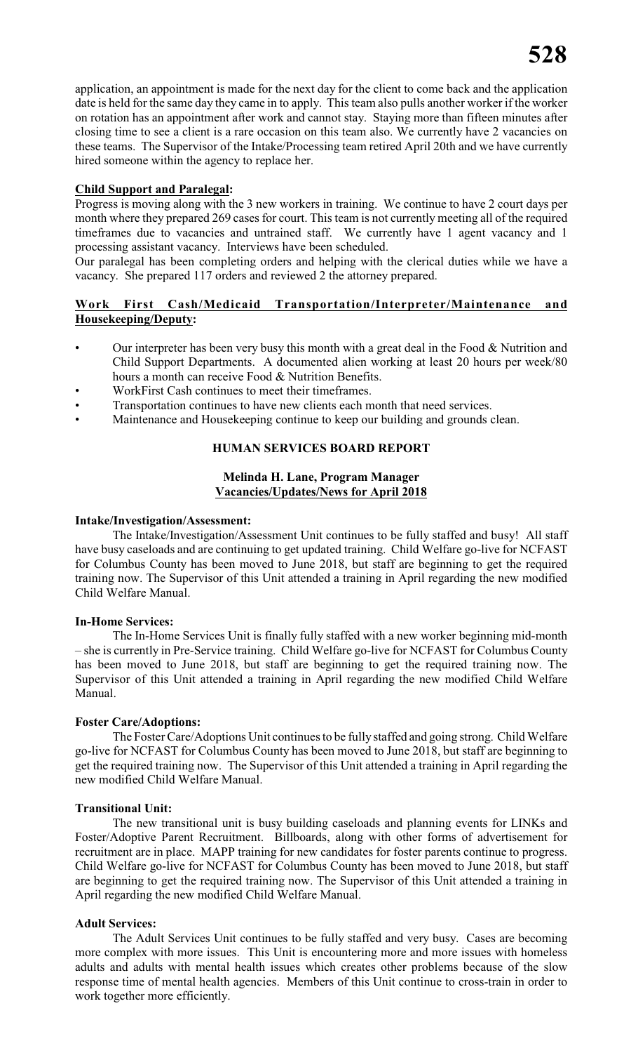application, an appointment is made for the next day for the client to come back and the application date is held for the same day they came in to apply. This team also pulls another worker if the worker on rotation has an appointment after work and cannot stay. Staying more than fifteen minutes after closing time to see a client is a rare occasion on this team also. We currently have 2 vacancies on these teams. The Supervisor of the Intake/Processing team retired April 20th and we have currently hired someone within the agency to replace her.

**Child Support and Paralegal:**

Progress is moving along with the 3 new workers in training. We continue to have 2 court days per month where they prepared 269 cases for court. This team is not currently meeting all of the required timeframes due to vacancies and untrained staff. We currently have 1 agent vacancy and 1 processing assistant vacancy. Interviews have been scheduled.

Our paralegal has been completing orders and helping with the clerical duties while we have a vacancy. She prepared 117 orders and reviewed 2 the attorney prepared.

**Work First Cash/Medicaid Transportation/Interpreter/Maintenance and Housekeeping/Deputy:**

- Our interpreter has been very busy this month with a great deal in the Food & Nutrition and Child Support Departments. A documented alien working at least 20 hours per week/80 hours a month can receive Food & Nutrition Benefits.
- WorkFirst Cash continues to meet their timeframes.
- Transportation continues to have new clients each month that need services.
- Maintenance and Housekeeping continue to keep our building and grounds clean.

## HUMAN SERVICES BOARD REPORT

**Melinda H. Lane, Program Manager**
**Vacancies/Updates/News for April 2018**

**Intake/Investigation/Assessment:**

The Intake/Investigation/Assessment Unit continues to be fully staffed and busy! All staff have busy caseloads and are continuing to get updated training. Child Welfare go-live for NCFAST for Columbus County has been moved to June 2018, but staff are beginning to get the required training now. The Supervisor of this Unit attended a training in April regarding the new modified Child Welfare Manual.

**In-Home Services:**

The In-Home Services Unit is finally fully staffed with a new worker beginning mid-month – she is currently in Pre-Service training. Child Welfare go-live for NCFAST for Columbus County has been moved to June 2018, but staff are beginning to get the required training now. The Supervisor of this Unit attended a training in April regarding the new modified Child Welfare Manual.

**Foster Care/Adoptions:**

The Foster Care/Adoptions Unit continues to be fully staffed and going strong. Child Welfare go-live for NCFAST for Columbus County has been moved to June 2018, but staff are beginning to get the required training now. The Supervisor of this Unit attended a training in April regarding the new modified Child Welfare Manual.

**Transitional Unit:**

The new transitional unit is busy building caseloads and planning events for LINKs and Foster/Adoptive Parent Recruitment. Billboards, along with other forms of advertisement for recruitment are in place. MAPP training for new candidates for foster parents continue to progress. Child Welfare go-live for NCFAST for Columbus County has been moved to June 2018, but staff are beginning to get the required training now. The Supervisor of this Unit attended a training in April regarding the new modified Child Welfare Manual.

**Adult Services:**

The Adult Services Unit continues to be fully staffed and very busy. Cases are becoming more complex with more issues. This Unit is encountering more and more issues with homeless adults and adults with mental health issues which creates other problems because of the slow response time of mental health agencies. Members of this Unit continue to cross-train in order to work together more efficiently.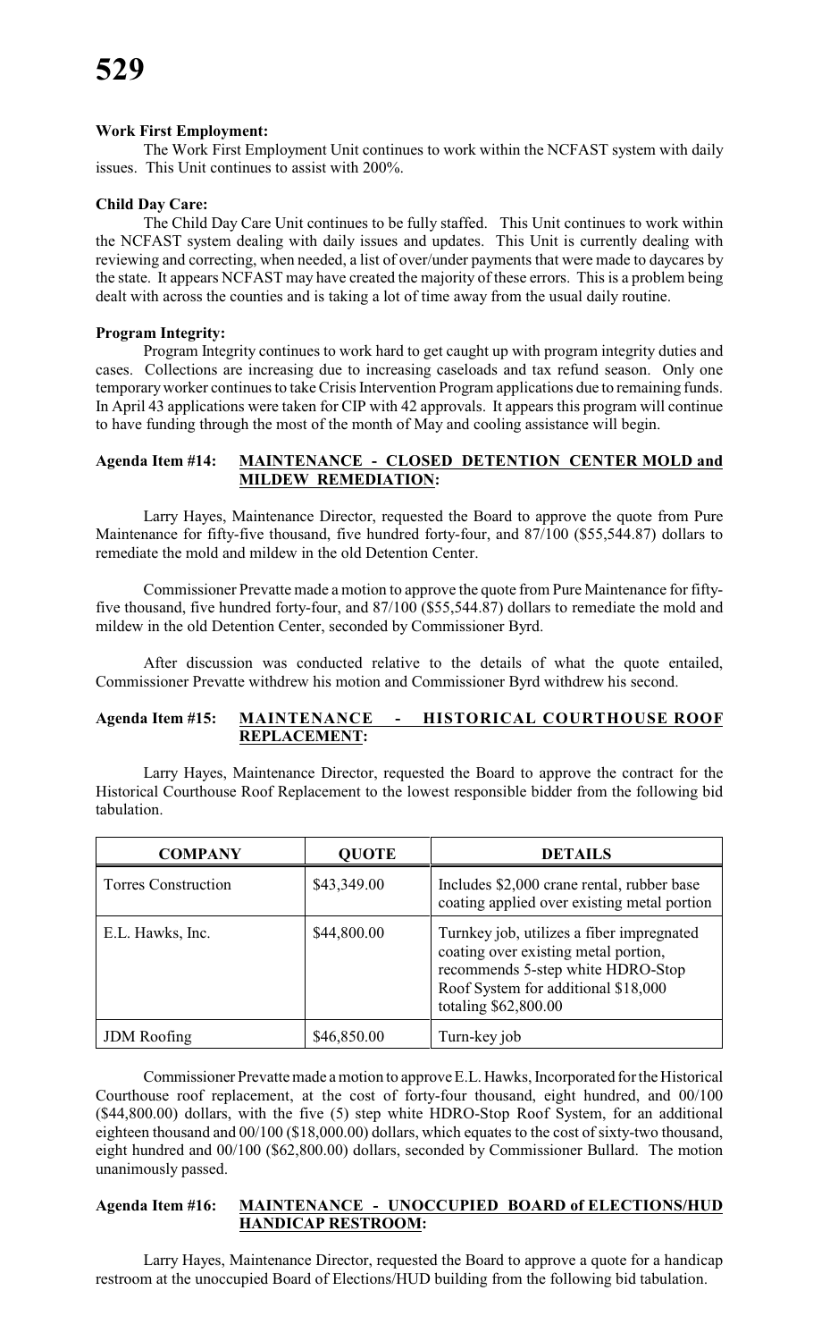**Work First Employment:**

The Work First Employment Unit continues to work within the NCFAST system with daily issues. This Unit continues to assist with 200%.

**Child Day Care:**

The Child Day Care Unit continues to be fully staffed. This Unit continues to work within the NCFAST system dealing with daily issues and updates. This Unit is currently dealing with reviewing and correcting, when needed, a list of over/under payments that were made to daycares by the state. It appears NCFAST may have created the majority of these errors. This is a problem being dealt with across the counties and is taking a lot of time away from the usual daily routine.

**Program Integrity:**

Program Integrity continues to work hard to get caught up with program integrity duties and cases. Collections are increasing due to increasing caseloads and tax refund season. Only one temporary worker continues to take Crisis Intervention Program applications due to remaining funds. In April 43 applications were taken for CIP with 42 approvals. It appears this program will continue to have funding through the most of the month of May and cooling assistance will begin.

**Agenda Item #14: MAINTENANCE - CLOSED DETENTION CENTER MOLD and MILDEW REMEDIATION:**

Larry Hayes, Maintenance Director, requested the Board to approve the quote from Pure Maintenance for fifty-five thousand, five hundred forty-four, and 87/100 ($55,544.87) dollars to remediate the mold and mildew in the old Detention Center.

Commissioner Prevatte made a motion to approve the quote from Pure Maintenance for fifty-five thousand, five hundred forty-four, and 87/100 ($55,544.87) dollars to remediate the mold and mildew in the old Detention Center, seconded by Commissioner Byrd.

After discussion was conducted relative to the details of what the quote entailed, Commissioner Prevatte withdrew his motion and Commissioner Byrd withdrew his second.

**Agenda Item #15: MAINTENANCE - HISTORICAL COURTHOUSE ROOF REPLACEMENT:**

Larry Hayes, Maintenance Director, requested the Board to approve the contract for the Historical Courthouse Roof Replacement to the lowest responsible bidder from the following bid tabulation.

| COMPANY | QUOTE | DETAILS |
|---|---|---|
| Torres Construction | $43,349.00 | Includes $2,000 crane rental, rubber base coating applied over existing metal portion |
| E.L. Hawks, Inc. | $44,800.00 | Turnkey job, utilizes a fiber impregnated coating over existing metal portion, recommends 5-step white HDRO-Stop Roof System for additional $18,000 totaling $62,800.00 |
| JDM Roofing | $46,850.00 | Turn-key job |

Commissioner Prevatte made a motion to approve E.L. Hawks, Incorporated for the Historical Courthouse roof replacement, at the cost of forty-four thousand, eight hundred, and 00/100 ($44,800.00) dollars, with the five (5) step white HDRO-Stop Roof System, for an additional eighteen thousand and 00/100 ($18,000.00) dollars, which equates to the cost of sixty-two thousand, eight hundred and 00/100 ($62,800.00) dollars, seconded by Commissioner Bullard. The motion unanimously passed.

**Agenda Item #16: MAINTENANCE - UNOCCUPIED BOARD of ELECTIONS/HUD HANDICAP RESTROOM:**

Larry Hayes, Maintenance Director, requested the Board to approve a quote for a handicap restroom at the unoccupied Board of Elections/HUD building from the following bid tabulation.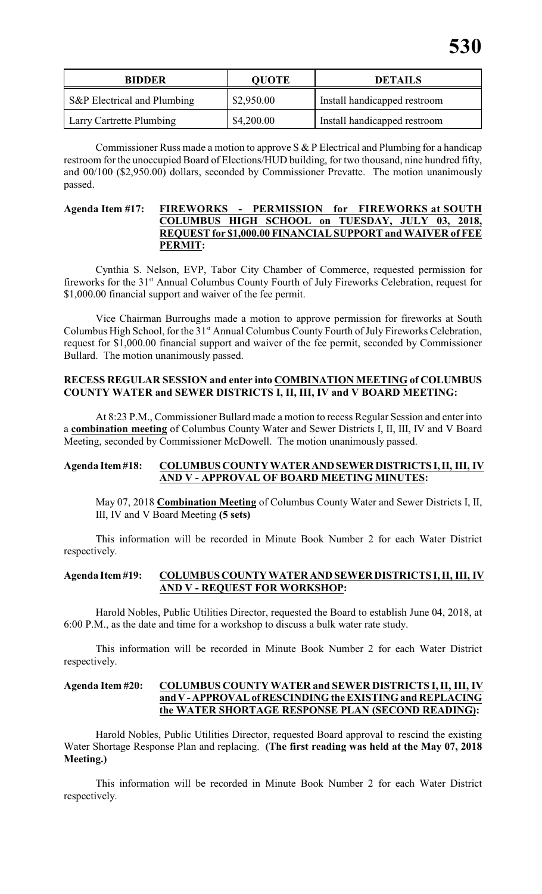| BIDDER | QUOTE | DETAILS |
|---|---|---|
| S&P Electrical and Plumbing | $2,950.00 | Install handicapped restroom |
| Larry Cartrette Plumbing | $4,200.00 | Install handicapped restroom |

Commissioner Russ made a motion to approve S & P Electrical and Plumbing for a handicap restroom for the unoccupied Board of Elections/HUD building, for two thousand, nine hundred fifty, and 00/100 ($2,950.00) dollars, seconded by Commissioner Prevatte. The motion unanimously passed.

**Agenda Item #17: FIREWORKS - PERMISSION for FIREWORKS at SOUTH COLUMBUS HIGH SCHOOL on TUESDAY, JULY 03, 2018, REQUEST for $1,000.00 FINANCIAL SUPPORT and WAIVER of FEE PERMIT:**

Cynthia S. Nelson, EVP, Tabor City Chamber of Commerce, requested permission for fireworks for the 31st Annual Columbus County Fourth of July Fireworks Celebration, request for $1,000.00 financial support and waiver of the fee permit.

Vice Chairman Burroughs made a motion to approve permission for fireworks at South Columbus High School, for the 31st Annual Columbus County Fourth of July Fireworks Celebration, request for $1,000.00 financial support and waiver of the fee permit, seconded by Commissioner Bullard. The motion unanimously passed.

**RECESS REGULAR SESSION and enter into COMBINATION MEETING of COLUMBUS COUNTY WATER and SEWER DISTRICTS I, II, III, IV and V BOARD MEETING:**

At 8:23 P.M., Commissioner Bullard made a motion to recess Regular Session and enter into a **combination meeting** of Columbus County Water and Sewer Districts I, II, III, IV and V Board Meeting, seconded by Commissioner McDowell. The motion unanimously passed.

**Agenda Item #18: COLUMBUS COUNTY WATER AND SEWER DISTRICTS I, II, III, IV AND V - APPROVAL OF BOARD MEETING MINUTES:**

May 07, 2018 **Combination Meeting** of Columbus County Water and Sewer Districts I, II, III, IV and V Board Meeting **(5 sets)**

This information will be recorded in Minute Book Number 2 for each Water District respectively.

**Agenda Item #19: COLUMBUS COUNTY WATER AND SEWER DISTRICTS I, II, III, IV AND V - REQUEST FOR WORKSHOP:**

Harold Nobles, Public Utilities Director, requested the Board to establish June 04, 2018, at 6:00 P.M., as the date and time for a workshop to discuss a bulk water rate study.

This information will be recorded in Minute Book Number 2 for each Water District respectively.

**Agenda Item #20: COLUMBUS COUNTY WATER and SEWER DISTRICTS I, II, III, IV and V - APPROVAL of RESCINDING the EXISTING and REPLACING the WATER SHORTAGE RESPONSE PLAN (SECOND READING):**

Harold Nobles, Public Utilities Director, requested Board approval to rescind the existing Water Shortage Response Plan and replacing. **(The first reading was held at the May 07, 2018 Meeting.)**

This information will be recorded in Minute Book Number 2 for each Water District respectively.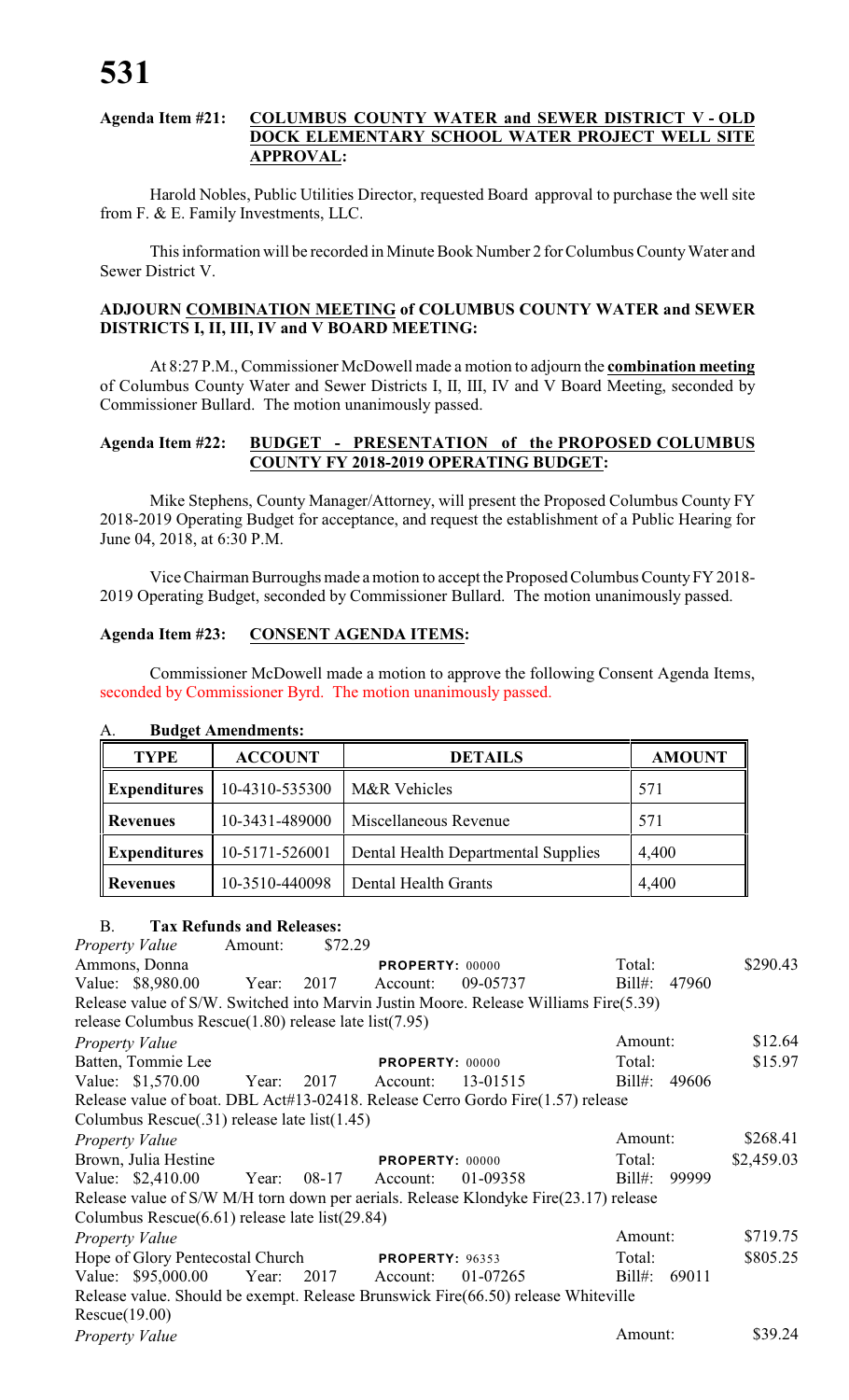**Agenda Item #21: COLUMBUS COUNTY WATER and SEWER DISTRICT V - OLD DOCK ELEMENTARY SCHOOL WATER PROJECT WELL SITE APPROVAL:**

Harold Nobles, Public Utilities Director, requested Board approval to purchase the well site from F. & E. Family Investments, LLC.

This information will be recorded in Minute Book Number 2 for Columbus County Water and Sewer District V.

**ADJOURN COMBINATION MEETING of COLUMBUS COUNTY WATER and SEWER DISTRICTS I, II, III, IV and V BOARD MEETING:**

At 8:27 P.M., Commissioner McDowell made a motion to adjourn the **combination meeting** of Columbus County Water and Sewer Districts I, II, III, IV and V Board Meeting, seconded by Commissioner Bullard. The motion unanimously passed.

**Agenda Item #22: BUDGET - PRESENTATION of the PROPOSED COLUMBUS COUNTY FY 2018-2019 OPERATING BUDGET:**

Mike Stephens, County Manager/Attorney, will present the Proposed Columbus County FY 2018-2019 Operating Budget for acceptance, and request the establishment of a Public Hearing for June 04, 2018, at 6:30 P.M.

Vice Chairman Burroughs made a motion to accept the Proposed Columbus County FY 2018-2019 Operating Budget, seconded by Commissioner Bullard. The motion unanimously passed.

**Agenda Item #23: CONSENT AGENDA ITEMS:**

Commissioner McDowell made a motion to approve the following Consent Agenda Items, seconded by Commissioner Byrd. The motion unanimously passed.

A. **Budget Amendments:**

| TYPE | ACCOUNT | DETAILS | AMOUNT |
|---|---|---|---|
| Expenditures | 10-4310-535300 | M&R Vehicles | 571 |
| Revenues | 10-3431-489000 | Miscellaneous Revenue | 571 |
| Expenditures | 10-5171-526001 | Dental Health Departmental Supplies | 4,400 |
| Revenues | 10-3510-440098 | Dental Health Grants | 4,400 |

B. **Tax Refunds and Releases:**

*Property Value* Amount: $72.29
Ammons, Donna PROPERTY: 00000 Total: $290.43
Value: $8,980.00 Year: 2017 Account: 09-05737 Bill#: 47960
Release value of S/W. Switched into Marvin Justin Moore. Release Williams Fire(5.39) release Columbus Rescue(1.80) release late list(7.95)

*Property Value* Amount: $12.64
Batten, Tommie Lee PROPERTY: 00000 Total: $15.97
Value: $1,570.00 Year: 2017 Account: 13-01515 Bill#: 49606
Release value of boat. DBL Act#13-02418. Release Cerro Gordo Fire(1.57) release Columbus Rescue(.31) release late list(1.45)

*Property Value* Amount: $268.41
Brown, Julia Hestine PROPERTY: 00000 Total: $2,459.03
Value: $2,410.00 Year: 08-17 Account: 01-09358 Bill#: 99999
Release value of S/W M/H torn down per aerials. Release Klondyke Fire(23.17) release Columbus Rescue(6.61) release late list(29.84)

*Property Value* Amount: $719.75
Hope of Glory Pentecostal Church PROPERTY: 96353 Total: $805.25
Value: $95,000.00 Year: 2017 Account: 01-07265 Bill#: 69011
Release value. Should be exempt. Release Brunswick Fire(66.50) release Whiteville Rescue(19.00)

*Property Value* Amount: $39.24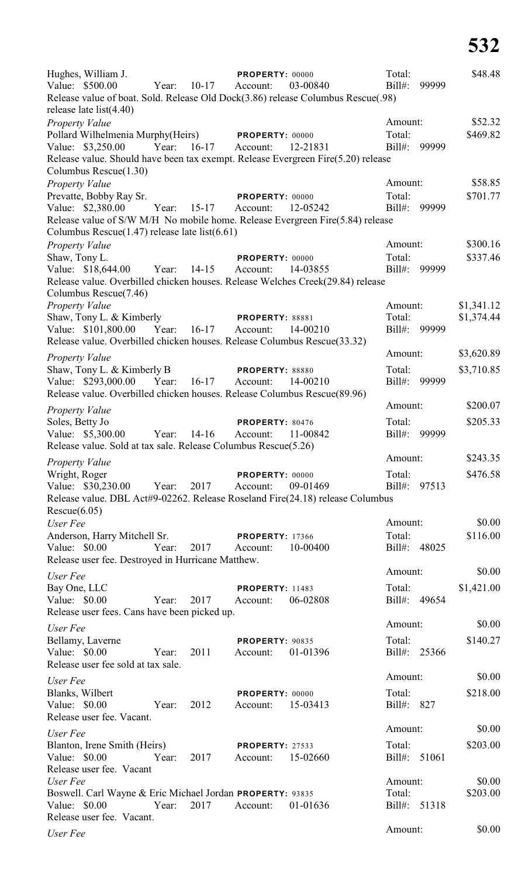Hughes, William J. **PROPERTY:** 00000 Total: $48.48
Value: $500.00 Year: 10-17 Account: 03-00840 Bill#: 99999
Release value of boat. Sold. Release Old Dock(3.86) release Columbus Rescue(.98) release late list(4.40)

*Property Value* Amount: $52.32

Pollard Wilhelmenia Murphy(Heirs) **PROPERTY:** 00000 Total: $469.82
Value: $3,250.00 Year: 16-17 Account: 12-21831 Bill#: 99999
Release value. Should have been tax exempt. Release Evergreen Fire(5.20) release Columbus Rescue(1.30)

*Property Value* Amount: $58.85

Prevatte, Bobby Ray Sr. **PROPERTY:** 00000 Total: $701.77
Value: $2,380.00 Year: 15-17 Account: 12-05242 Bill#: 99999
Release value of S/W M/H No mobile home. Release Evergreen Fire(5.84) release Columbus Rescue(1.47) release late list(6.61)

*Property Value* Amount: $300.16

Shaw, Tony L. **PROPERTY:** 00000 Total: $337.46
Value: $18,644.00 Year: 14-15 Account: 14-03855 Bill#: 99999
Release value. Overbilled chicken houses. Release Welches Creek(29.84) release Columbus Rescue(7.46)

*Property Value* Amount: $1,341.12

Shaw, Tony L. & Kimberly **PROPERTY:** 88881 Total: $1,374.44
Value: $101,800.00 Year: 16-17 Account: 14-00210 Bill#: 99999
Release value. Overbilled chicken houses. Release Columbus Rescue(33.32)

*Property Value* Amount: $3,620.89

Shaw, Tony L. & Kimberly B **PROPERTY:** 88880 Total: $3,710.85
Value: $293,000.00 Year: 16-17 Account: 14-00210 Bill#: 99999
Release value. Overbilled chicken houses. Release Columbus Rescue(89.96)

*Property Value* Amount: $200.07

Soles, Betty Jo **PROPERTY:** 80476 Total: $205.33
Value: $5,300.00 Year: 14-16 Account: 11-00842 Bill#: 99999
Release value. Sold at tax sale. Release Columbus Rescue(5.26)

*Property Value* Amount: $243.35

Wright, Roger **PROPERTY:** 00000 Total: $476.58
Value: $30,230.00 Year: 2017 Account: 09-01469 Bill#: 97513
Release value. DBL Act#9-02262. Release Roseland Fire(24.18) release Columbus Rescue(6.05)

*User Fee* Amount: $0.00

Anderson, Harry Mitchell Sr. **PROPERTY:** 17366 Total: $116.00
Value: $0.00 Year: 2017 Account: 10-00400 Bill#: 48025
Release user fee. Destroyed in Hurricane Matthew.

*User Fee* Amount: $0.00

Bay One, LLC **PROPERTY:** 11483 Total: $1,421.00
Value: $0.00 Year: 2017 Account: 06-02808 Bill#: 49654
Release user fees. Cans have been picked up.

*User Fee* Amount: $0.00

Bellamy, Laverne **PROPERTY:** 90835 Total: $140.27
Value: $0.00 Year: 2011 Account: 01-01396 Bill#: 25366
Release user fee sold at tax sale.

*User Fee* Amount: $0.00

Blanks, Wilbert **PROPERTY:** 00000 Total: $218.00
Value: $0.00 Year: 2012 Account: 15-03413 Bill#: 827
Release user fee. Vacant.

*User Fee* Amount: $0.00

Blanton, Irene Smith (Heirs) **PROPERTY:** 27533 Total: $203.00
Value: $0.00 Year: 2017 Account: 15-02660 Bill#: 51061
Release user fee. Vacant

*User Fee* Amount: $0.00

Boswell. Carl Wayne & Eric Michael Jordan **PROPERTY:** 93835 Total: $203.00
Value: $0.00 Year: 2017 Account: 01-01636 Bill#: 51318
Release user fee. Vacant.

*User Fee* Amount: $0.00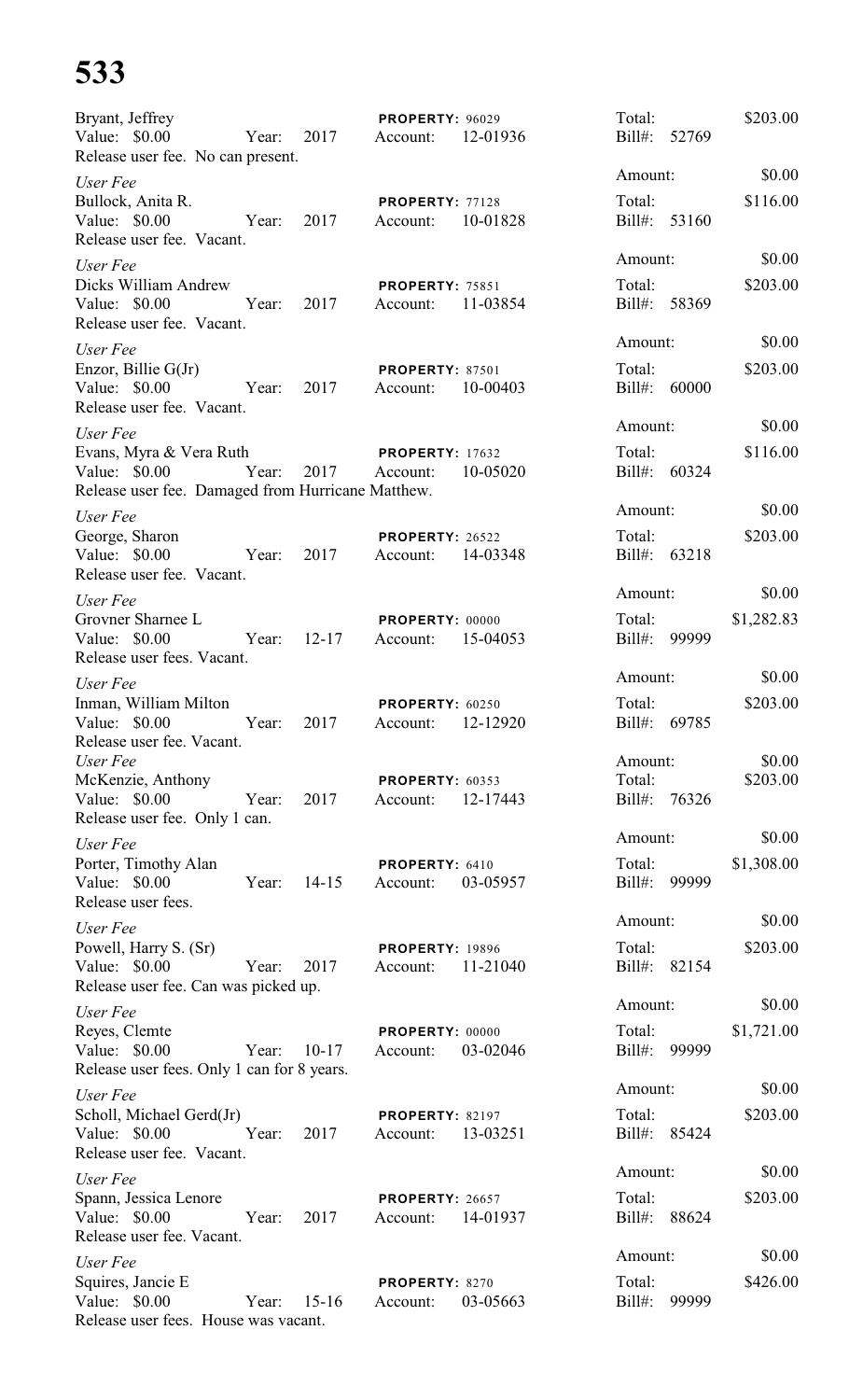# 533

Bryant, Jeffrey
Value: $0.00 Year: 2017 **PROPERTY:** 96029 Account: 12-01936
Release user fee. No can present.
Total: $203.00 Bill#: 52769
Amount: $0.00

*User Fee*
Bullock, Anita R.
Value: $0.00 Year: 2017 **PROPERTY:** 77128 Account: 10-01828
Release user fee. Vacant.
Total: $116.00 Bill#: 53160
Amount: $0.00

*User Fee*
Dicks William Andrew
Value: $0.00 Year: 2017 **PROPERTY:** 75851 Account: 11-03854
Release user fee. Vacant.
Total: $203.00 Bill#: 58369
Amount: $0.00

*User Fee*
Enzor, Billie G(Jr)
Value: $0.00 Year: 2017 **PROPERTY:** 87501 Account: 10-00403
Release user fee. Vacant.
Total: $203.00 Bill#: 60000
Amount: $0.00

*User Fee*
Evans, Myra & Vera Ruth
Value: $0.00 Year: 2017 **PROPERTY:** 17632 Account: 10-05020
Release user fee. Damaged from Hurricane Matthew.
Total: $116.00 Bill#: 60324
Amount: $0.00

*User Fee*
George, Sharon
Value: $0.00 Year: 2017 **PROPERTY:** 26522 Account: 14-03348
Release user fee. Vacant.
Total: $203.00 Bill#: 63218
Amount: $0.00

*User Fee*
Grovner Sharnee L
Value: $0.00 Year: 12-17 **PROPERTY:** 00000 Account: 15-04053
Release user fees. Vacant.
Total: $1,282.83 Bill#: 99999
Amount: $0.00

*User Fee*
Inman, William Milton
Value: $0.00 Year: 2017 **PROPERTY:** 60250 Account: 12-12920
Release user fee. Vacant.
Total: $203.00 Bill#: 69785
Amount: $0.00

*User Fee*
McKenzie, Anthony
Value: $0.00 Year: 2017 **PROPERTY:** 60353 Account: 12-17443
Release user fee. Only 1 can.
Total: $203.00 Bill#: 76326
Amount: $0.00

*User Fee*
Porter, Timothy Alan
Value: $0.00 Year: 14-15 **PROPERTY:** 6410 Account: 03-05957
Release user fees.
Total: $1,308.00 Bill#: 99999
Amount: $0.00

*User Fee*
Powell, Harry S. (Sr)
Value: $0.00 Year: 2017 **PROPERTY:** 19896 Account: 11-21040
Release user fee. Can was picked up.
Total: $203.00 Bill#: 82154
Amount: $0.00

*User Fee*
Reyes, Clemte
Value: $0.00 Year: 10-17 **PROPERTY:** 00000 Account: 03-02046
Release user fees. Only 1 can for 8 years.
Total: $1,721.00 Bill#: 99999
Amount: $0.00

*User Fee*
Scholl, Michael Gerd(Jr)
Value: $0.00 Year: 2017 **PROPERTY:** 82197 Account: 13-03251
Release user fee. Vacant.
Total: $203.00 Bill#: 85424
Amount: $0.00

*User Fee*
Spann, Jessica Lenore
Value: $0.00 Year: 2017 **PROPERTY:** 26657 Account: 14-01937
Release user fee. Vacant.
Total: $203.00 Bill#: 88624
Amount: $0.00

*User Fee*
Squires, Jancie E
Value: $0.00 Year: 15-16 **PROPERTY:** 8270 Account: 03-05663
Release user fees. House was vacant.
Total: $426.00 Bill#: 99999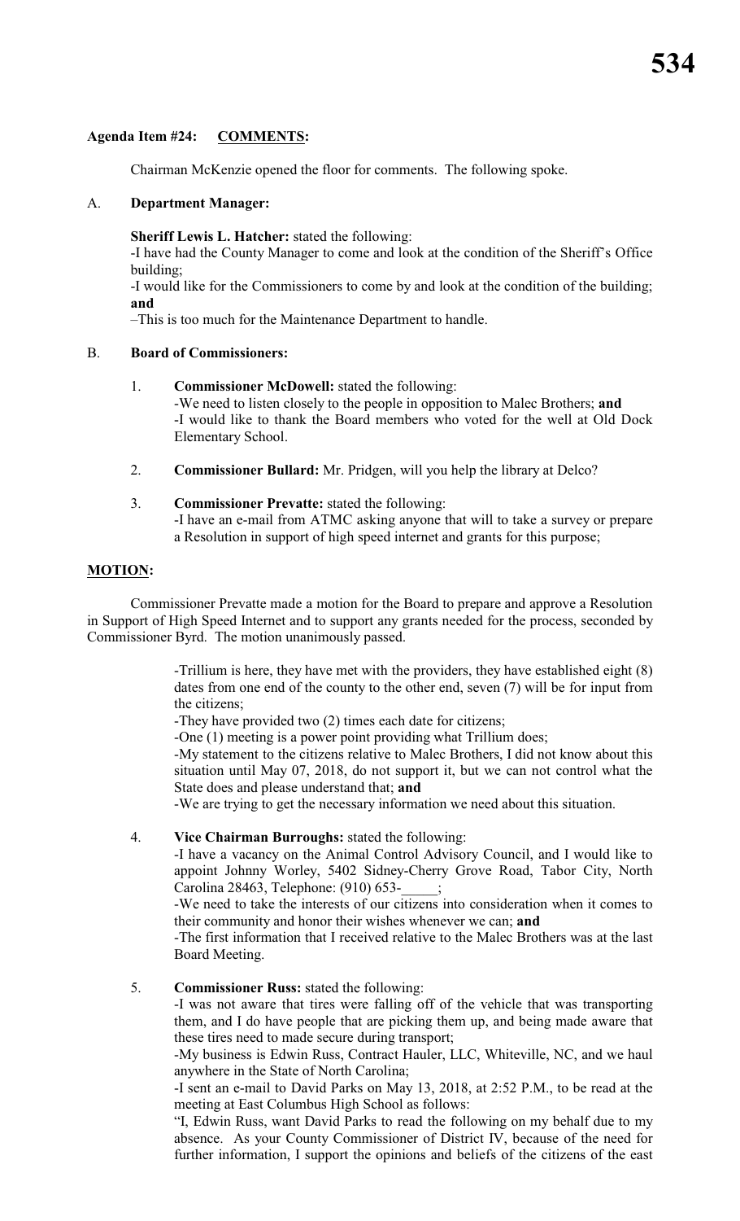**Agenda Item #24: COMMENTS:**

Chairman McKenzie opened the floor for comments. The following spoke.

A. **Department Manager:**

**Sheriff Lewis L. Hatcher:** stated the following:
-I have had the County Manager to come and look at the condition of the Sheriff's Office building;
-I would like for the Commissioners to come by and look at the condition of the building; **and**
–This is too much for the Maintenance Department to handle.

B. **Board of Commissioners:**

1. **Commissioner McDowell:** stated the following:
-We need to listen closely to the people in opposition to Malec Brothers; **and**
-I would like to thank the Board members who voted for the well at Old Dock Elementary School.

2. **Commissioner Bullard:** Mr. Pridgen, will you help the library at Delco?

3. **Commissioner Prevatte:** stated the following:
-I have an e-mail from ATMC asking anyone that will to take a survey or prepare a Resolution in support of high speed internet and grants for this purpose;

**MOTION:**

Commissioner Prevatte made a motion for the Board to prepare and approve a Resolution in Support of High Speed Internet and to support any grants needed for the process, seconded by Commissioner Byrd. The motion unanimously passed.

-Trillium is here, they have met with the providers, they have established eight (8) dates from one end of the county to the other end, seven (7) will be for input from the citizens;
-They have provided two (2) times each date for citizens;
-One (1) meeting is a power point providing what Trillium does;
-My statement to the citizens relative to Malec Brothers, I did not know about this situation until May 07, 2018, do not support it, but we can not control what the State does and please understand that; **and**
-We are trying to get the necessary information we need about this situation.

4. **Vice Chairman Burroughs:** stated the following:
-I have a vacancy on the Animal Control Advisory Council, and I would like to appoint Johnny Worley, 5402 Sidney-Cherry Grove Road, Tabor City, North Carolina 28463, Telephone: (910) 653-_____;
-We need to take the interests of our citizens into consideration when it comes to their community and honor their wishes whenever we can; **and**
-The first information that I received relative to the Malec Brothers was at the last Board Meeting.

5. **Commissioner Russ:** stated the following:
-I was not aware that tires were falling off of the vehicle that was transporting them, and I do have people that are picking them up, and being made aware that these tires need to made secure during transport;
-My business is Edwin Russ, Contract Hauler, LLC, Whiteville, NC, and we haul anywhere in the State of North Carolina;
-I sent an e-mail to David Parks on May 13, 2018, at 2:52 P.M., to be read at the meeting at East Columbus High School as follows:
"I, Edwin Russ, want David Parks to read the following on my behalf due to my absence. As your County Commissioner of District IV, because of the need for further information, I support the opinions and beliefs of the citizens of the east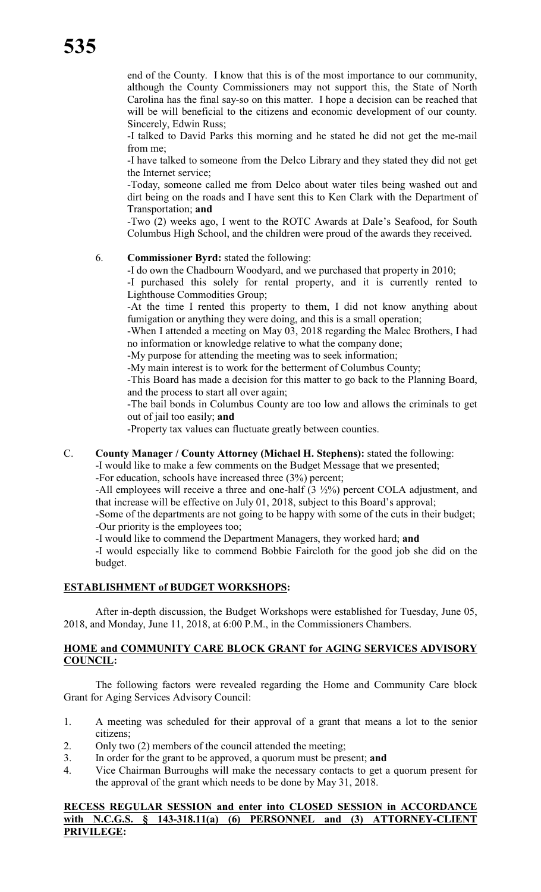end of the County. I know that this is of the most importance to our community, although the County Commissioners may not support this, the State of North Carolina has the final say-so on this matter. I hope a decision can be reached that will be will beneficial to the citizens and economic development of our county. Sincerely, Edwin Russ;

-I talked to David Parks this morning and he stated he did not get the me-mail from me;

-I have talked to someone from the Delco Library and they stated they did not get the Internet service;

-Today, someone called me from Delco about water tiles being washed out and dirt being on the roads and I have sent this to Ken Clark with the Department of Transportation; **and**

-Two (2) weeks ago, I went to the ROTC Awards at Dale's Seafood, for South Columbus High School, and the children were proud of the awards they received.

6. **Commissioner Byrd:** stated the following:

-I do own the Chadbourn Woodyard, and we purchased that property in 2010;

-I purchased this solely for rental property, and it is currently rented to Lighthouse Commodities Group;

-At the time I rented this property to them, I did not know anything about fumigation or anything they were doing, and this is a small operation;

-When I attended a meeting on May 03, 2018 regarding the Malec Brothers, I had no information or knowledge relative to what the company done;

-My purpose for attending the meeting was to seek information;

-My main interest is to work for the betterment of Columbus County;

-This Board has made a decision for this matter to go back to the Planning Board, and the process to start all over again;

-The bail bonds in Columbus County are too low and allows the criminals to get out of jail too easily; **and**

-Property tax values can fluctuate greatly between counties.

C. **County Manager / County Attorney (Michael H. Stephens):** stated the following:

-I would like to make a few comments on the Budget Message that we presented;

-For education, schools have increased three (3%) percent;

-All employees will receive a three and one-half (3 ½%) percent COLA adjustment, and that increase will be effective on July 01, 2018, subject to this Board's approval;

-Some of the departments are not going to be happy with some of the cuts in their budget;

-Our priority is the employees too;

-I would like to commend the Department Managers, they worked hard; **and**

-I would especially like to commend Bobbie Faircloth for the good job she did on the budget.

## ESTABLISHMENT of BUDGET WORKSHOPS:

After in-depth discussion, the Budget Workshops were established for Tuesday, June 05, 2018, and Monday, June 11, 2018, at 6:00 P.M., in the Commissioners Chambers.

## HOME and COMMUNITY CARE BLOCK GRANT for AGING SERVICES ADVISORY COUNCIL:

The following factors were revealed regarding the Home and Community Care block Grant for Aging Services Advisory Council:

1. A meeting was scheduled for their approval of a grant that means a lot to the senior citizens;
2. Only two (2) members of the council attended the meeting;
3. In order for the grant to be approved, a quorum must be present; **and**
4. Vice Chairman Burroughs will make the necessary contacts to get a quorum present for the approval of the grant which needs to be done by May 31, 2018.

## RECESS REGULAR SESSION and enter into CLOSED SESSION in ACCORDANCE with N.C.G.S. § 143-318.11(a) (6) PERSONNEL and (3) ATTORNEY-CLIENT PRIVILEGE: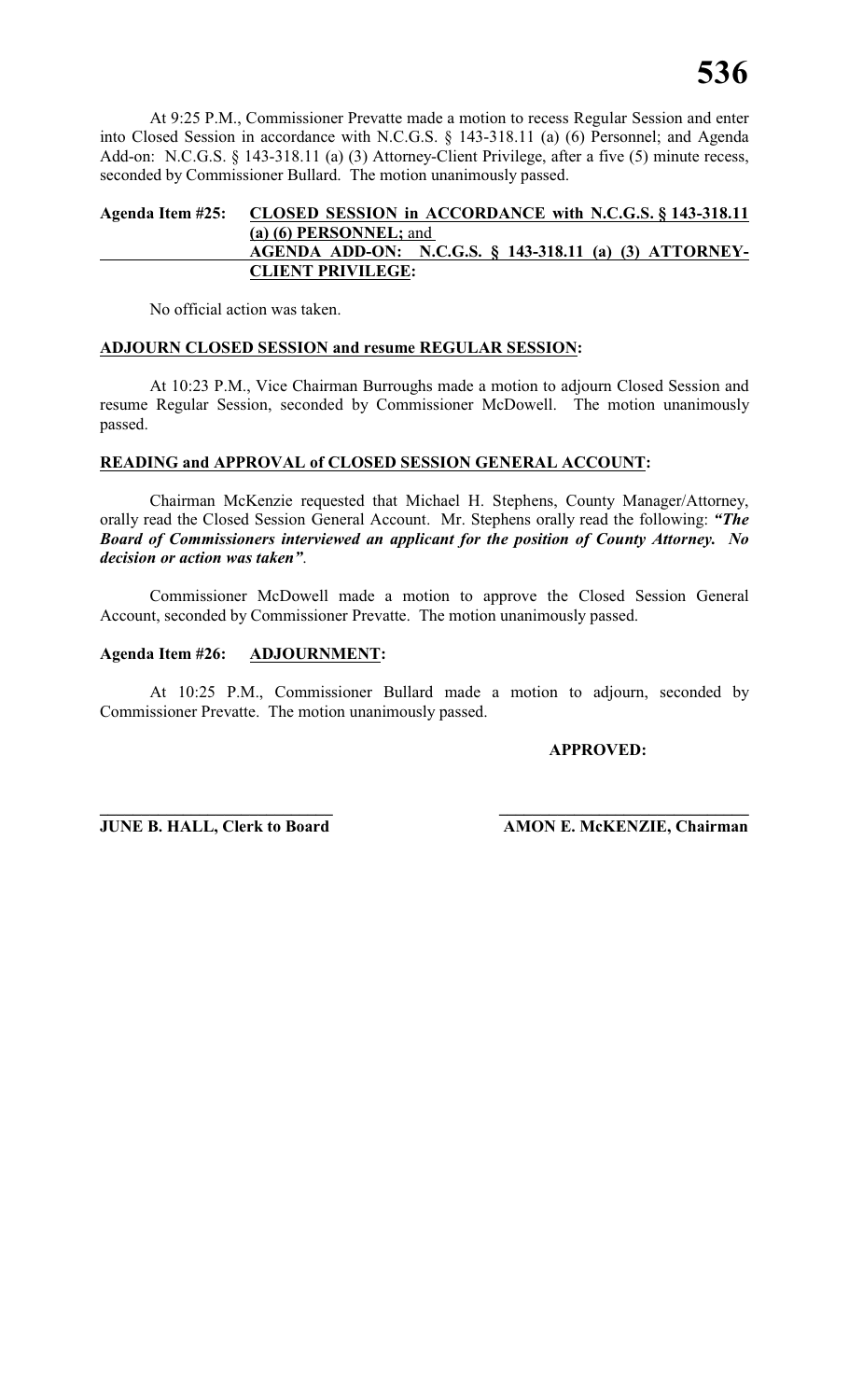At 9:25 P.M., Commissioner Prevatte made a motion to recess Regular Session and enter into Closed Session in accordance with N.C.G.S. § 143-318.11 (a) (6) Personnel; and Agenda Add-on: N.C.G.S. § 143-318.11 (a) (3) Attorney-Client Privilege, after a five (5) minute recess, seconded by Commissioner Bullard. The motion unanimously passed.

**Agenda Item #25: CLOSED SESSION in ACCORDANCE with N.C.G.S. § 143-318.11 (a) (6) PERSONNEL; and AGENDA ADD-ON: N.C.G.S. § 143-318.11 (a) (3) ATTORNEY-CLIENT PRIVILEGE:**

No official action was taken.

**ADJOURN CLOSED SESSION and resume REGULAR SESSION:**

At 10:23 P.M., Vice Chairman Burroughs made a motion to adjourn Closed Session and resume Regular Session, seconded by Commissioner McDowell. The motion unanimously passed.

**READING and APPROVAL of CLOSED SESSION GENERAL ACCOUNT:**

Chairman McKenzie requested that Michael H. Stephens, County Manager/Attorney, orally read the Closed Session General Account. Mr. Stephens orally read the following: ***"The Board of Commissioners interviewed an applicant for the position of County Attorney. No decision or action was taken"***.

Commissioner McDowell made a motion to approve the Closed Session General Account, seconded by Commissioner Prevatte. The motion unanimously passed.

**Agenda Item #26: ADJOURNMENT:**

At 10:25 P.M., Commissioner Bullard made a motion to adjourn, seconded by Commissioner Prevatte. The motion unanimously passed.

**APPROVED:**

**JUNE B. HALL, Clerk to Board** — **AMON E. McKENZIE, Chairman**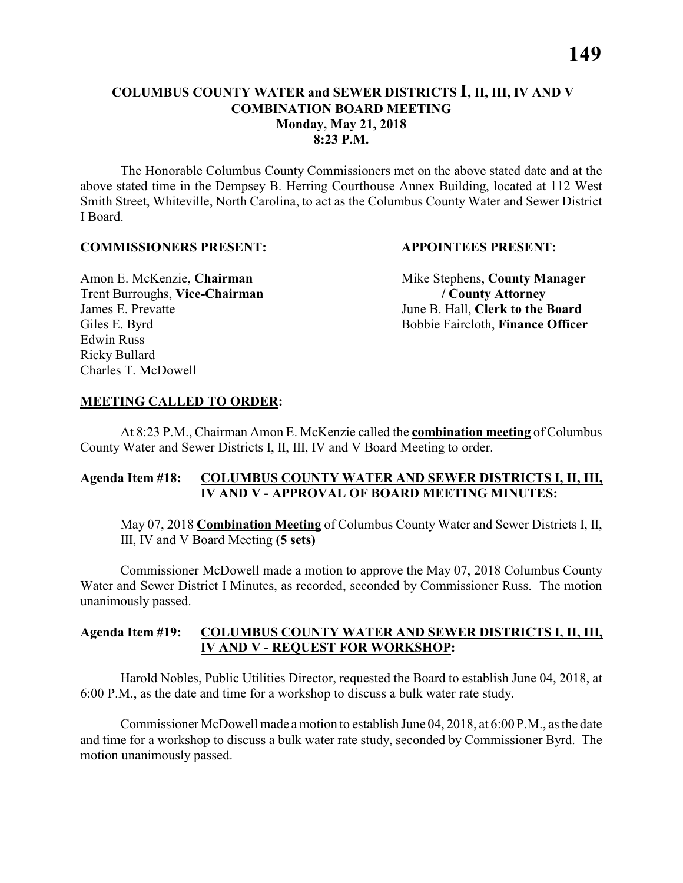# COLUMBUS COUNTY WATER and SEWER DISTRICTS I, II, III, IV AND V
## COMBINATION BOARD MEETING
### Monday, May 21, 2018
### 8:23 P.M.

The Honorable Columbus County Commissioners met on the above stated date and at the above stated time in the Dempsey B. Herring Courthouse Annex Building, located at 112 West Smith Street, Whiteville, North Carolina, to act as the Columbus County Water and Sewer District I Board.

**COMMISSIONERS PRESENT:**

Amon E. McKenzie, **Chairman**
Trent Burroughs, **Vice-Chairman**
James E. Prevatte
Giles E. Byrd
Edwin Russ
Ricky Bullard
Charles T. McDowell

**APPOINTEES PRESENT:**

Mike Stephens, **County Manager / County Attorney**
June B. Hall, **Clerk to the Board**
Bobbie Faircloth, **Finance Officer**

**MEETING CALLED TO ORDER:**

At 8:23 P.M., Chairman Amon E. McKenzie called the **combination meeting** of Columbus County Water and Sewer Districts I, II, III, IV and V Board Meeting to order.

**Agenda Item #18: COLUMBUS COUNTY WATER AND SEWER DISTRICTS I, II, III, IV AND V - APPROVAL OF BOARD MEETING MINUTES:**

May 07, 2018 **Combination Meeting** of Columbus County Water and Sewer Districts I, II, III, IV and V Board Meeting **(5 sets)**

Commissioner McDowell made a motion to approve the May 07, 2018 Columbus County Water and Sewer District I Minutes, as recorded, seconded by Commissioner Russ. The motion unanimously passed.

**Agenda Item #19: COLUMBUS COUNTY WATER AND SEWER DISTRICTS I, II, III, IV AND V - REQUEST FOR WORKSHOP:**

Harold Nobles, Public Utilities Director, requested the Board to establish June 04, 2018, at 6:00 P.M., as the date and time for a workshop to discuss a bulk water rate study.

Commissioner McDowell made a motion to establish June 04, 2018, at 6:00 P.M., as the date and time for a workshop to discuss a bulk water rate study, seconded by Commissioner Byrd. The motion unanimously passed.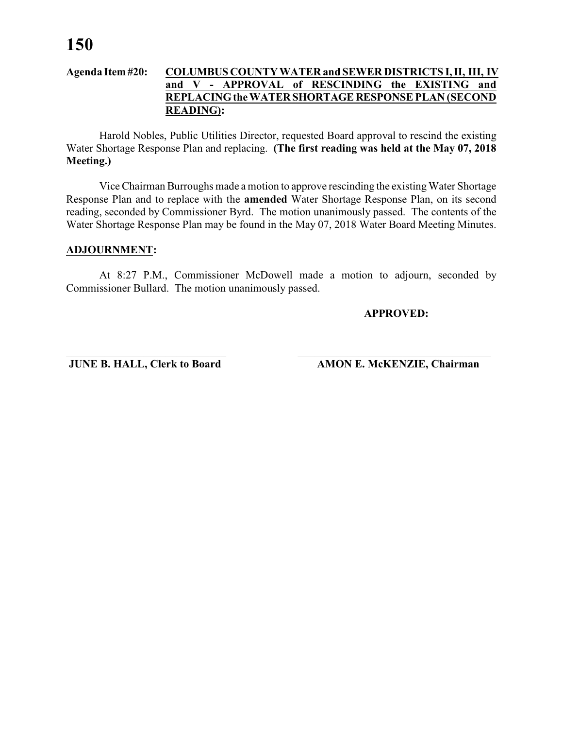**Agenda Item #20: <u>COLUMBUS COUNTY WATER and SEWER DISTRICTS I, II, III, IV and V - APPROVAL of RESCINDING the EXISTING and REPLACING the WATER SHORTAGE RESPONSE PLAN (SECOND READING)</u>:**

Harold Nobles, Public Utilities Director, requested Board approval to rescind the existing Water Shortage Response Plan and replacing. **(The first reading was held at the May 07, 2018 Meeting.)**

Vice Chairman Burroughs made a motion to approve rescinding the existing Water Shortage Response Plan and to replace with the **amended** Water Shortage Response Plan, on its second reading, seconded by Commissioner Byrd. The motion unanimously passed. The contents of the Water Shortage Response Plan may be found in the May 07, 2018 Water Board Meeting Minutes.

**<u>ADJOURNMENT</u>:**

At 8:27 P.M., Commissioner McDowell made a motion to adjourn, seconded by Commissioner Bullard. The motion unanimously passed.

**APPROVED:**

\_\_\_\_\_\_\_\_\_\_\_\_\_\_\_\_\_\_\_\_\_\_\_\_\_\_\_\_\_\_ \_\_\_\_\_\_\_\_\_\_\_\_\_\_\_\_\_\_\_\_\_\_\_\_\_\_\_\_\_\_

**JUNE B. HALL, Clerk to Board** **AMON E. McKENZIE, Chairman**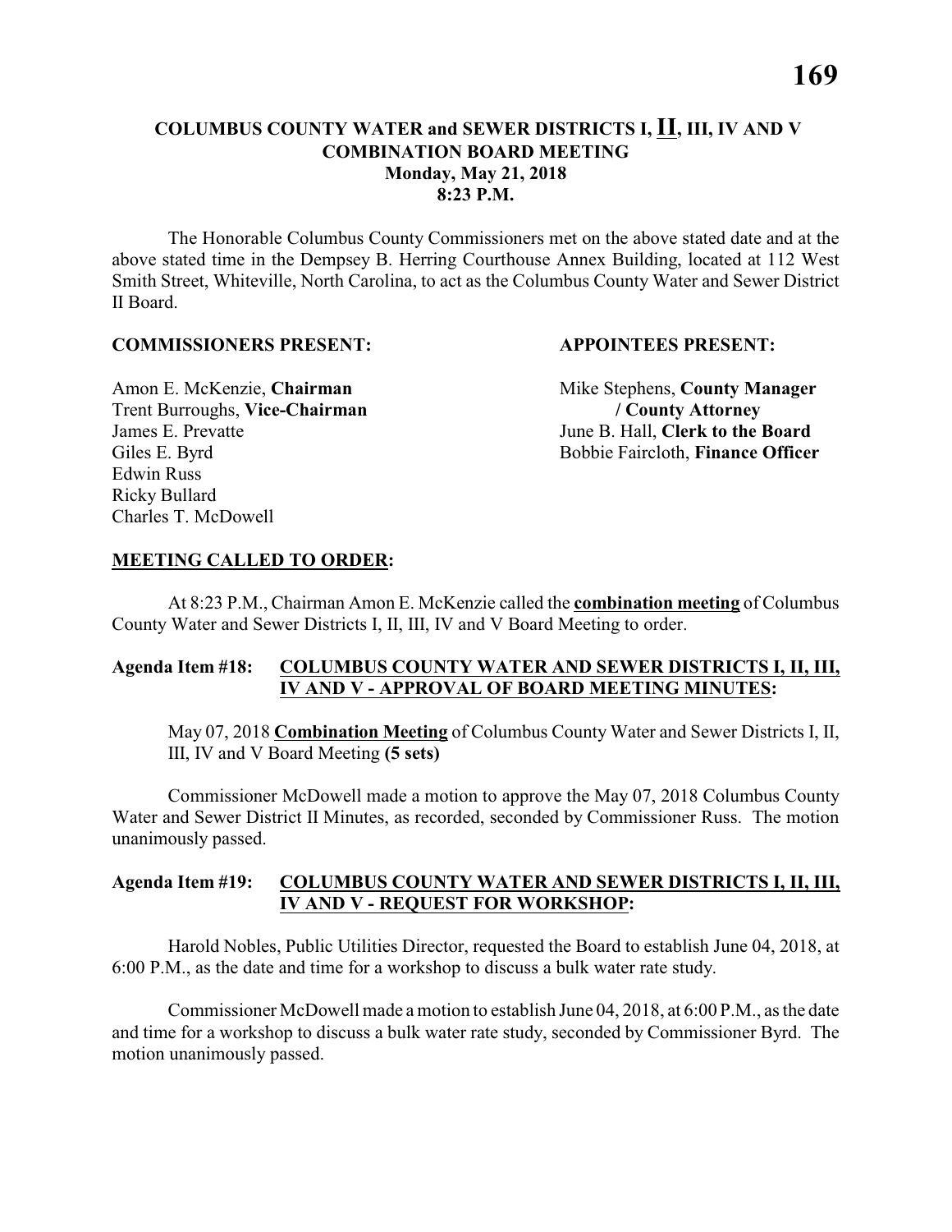# COLUMBUS COUNTY WATER and SEWER DISTRICTS I, **II**, III, IV AND V
## COMBINATION BOARD MEETING
### Monday, May 21, 2018
### 8:23 P.M.

The Honorable Columbus County Commissioners met on the above stated date and at the above stated time in the Dempsey B. Herring Courthouse Annex Building, located at 112 West Smith Street, Whiteville, North Carolina, to act as the Columbus County Water and Sewer District II Board.

**COMMISSIONERS PRESENT:**

Amon E. McKenzie, **Chairman**
Trent Burroughs, **Vice-Chairman**
James E. Prevatte
Giles E. Byrd
Edwin Russ
Ricky Bullard
Charles T. McDowell

**APPOINTEES PRESENT:**

Mike Stephens, **County Manager / County Attorney**
June B. Hall, **Clerk to the Board**
Bobbie Faircloth, **Finance Officer**

**MEETING CALLED TO ORDER:**

At 8:23 P.M., Chairman Amon E. McKenzie called the **combination meeting** of Columbus County Water and Sewer Districts I, II, III, IV and V Board Meeting to order.

**Agenda Item #18: COLUMBUS COUNTY WATER AND SEWER DISTRICTS I, II, III, IV AND V - APPROVAL OF BOARD MEETING MINUTES:**

May 07, 2018 **Combination Meeting** of Columbus County Water and Sewer Districts I, II, III, IV and V Board Meeting **(5 sets)**

Commissioner McDowell made a motion to approve the May 07, 2018 Columbus County Water and Sewer District II Minutes, as recorded, seconded by Commissioner Russ. The motion unanimously passed.

**Agenda Item #19: COLUMBUS COUNTY WATER AND SEWER DISTRICTS I, II, III, IV AND V - REQUEST FOR WORKSHOP:**

Harold Nobles, Public Utilities Director, requested the Board to establish June 04, 2018, at 6:00 P.M., as the date and time for a workshop to discuss a bulk water rate study.

Commissioner McDowell made a motion to establish June 04, 2018, at 6:00 P.M., as the date and time for a workshop to discuss a bulk water rate study, seconded by Commissioner Byrd. The motion unanimously passed.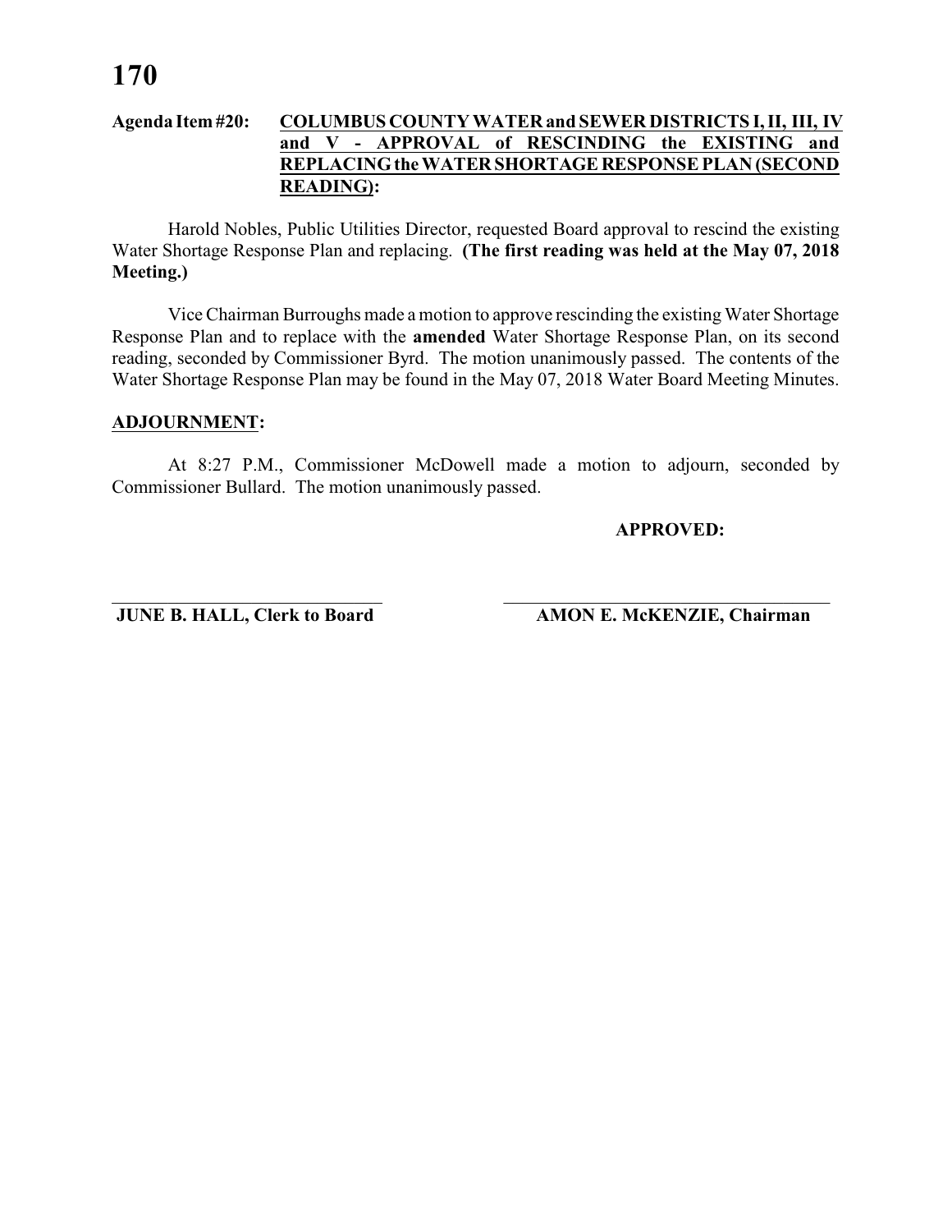**Agenda Item #20: COLUMBUS COUNTY WATER and SEWER DISTRICTS I, II, III, IV and V - APPROVAL of RESCINDING the EXISTING and REPLACING the WATER SHORTAGE RESPONSE PLAN (SECOND READING):**

Harold Nobles, Public Utilities Director, requested Board approval to rescind the existing Water Shortage Response Plan and replacing. **(The first reading was held at the May 07, 2018 Meeting.)**

Vice Chairman Burroughs made a motion to approve rescinding the existing Water Shortage Response Plan and to replace with the **amended** Water Shortage Response Plan, on its second reading, seconded by Commissioner Byrd. The motion unanimously passed. The contents of the Water Shortage Response Plan may be found in the May 07, 2018 Water Board Meeting Minutes.

## ADJOURNMENT:

At 8:27 P.M., Commissioner McDowell made a motion to adjourn, seconded by Commissioner Bullard. The motion unanimously passed.

**APPROVED:**

\_\_\_\_\_\_\_\_\_\_\_\_\_\_\_\_\_\_\_\_\_\_\_\_\_\_\_\_\_\_
**JUNE B. HALL, Clerk to Board**

\_\_\_\_\_\_\_\_\_\_\_\_\_\_\_\_\_\_\_\_\_\_\_\_\_\_\_\_\_\_
**AMON E. McKENZIE, Chairman**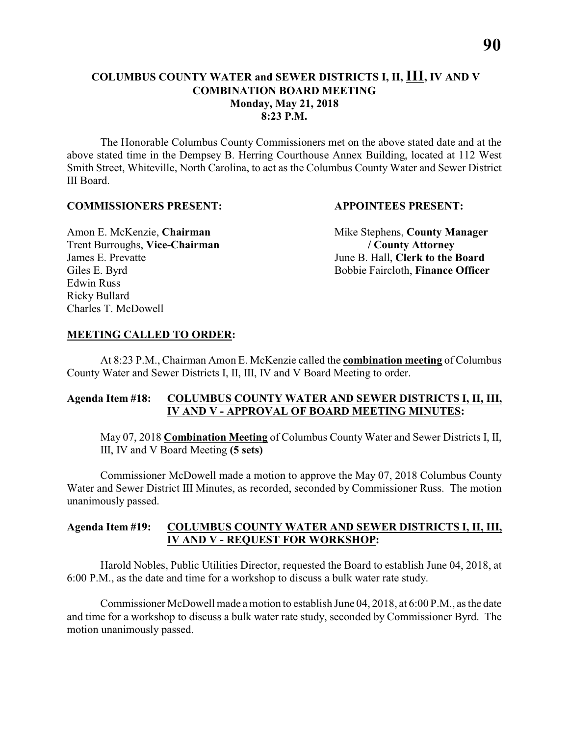# COLUMBUS COUNTY WATER and SEWER DISTRICTS I, II, III, IV AND V COMBINATION BOARD MEETING
**Monday, May 21, 2018**
**8:23 P.M.**

The Honorable Columbus County Commissioners met on the above stated date and at the above stated time in the Dempsey B. Herring Courthouse Annex Building, located at 112 West Smith Street, Whiteville, North Carolina, to act as the Columbus County Water and Sewer District III Board.

**COMMISSIONERS PRESENT:**

Amon E. McKenzie, **Chairman**
Trent Burroughs, **Vice-Chairman**
James E. Prevatte
Giles E. Byrd
Edwin Russ
Ricky Bullard
Charles T. McDowell

**APPOINTEES PRESENT:**

Mike Stephens, **County Manager / County Attorney**
June B. Hall, **Clerk to the Board**
Bobbie Faircloth, **Finance Officer**

**MEETING CALLED TO ORDER:**

At 8:23 P.M., Chairman Amon E. McKenzie called the **combination meeting** of Columbus County Water and Sewer Districts I, II, III, IV and V Board Meeting to order.

**Agenda Item #18: COLUMBUS COUNTY WATER AND SEWER DISTRICTS I, II, III, IV AND V - APPROVAL OF BOARD MEETING MINUTES:**

May 07, 2018 **Combination Meeting** of Columbus County Water and Sewer Districts I, II, III, IV and V Board Meeting **(5 sets)**

Commissioner McDowell made a motion to approve the May 07, 2018 Columbus County Water and Sewer District III Minutes, as recorded, seconded by Commissioner Russ. The motion unanimously passed.

**Agenda Item #19: COLUMBUS COUNTY WATER AND SEWER DISTRICTS I, II, III, IV AND V - REQUEST FOR WORKSHOP:**

Harold Nobles, Public Utilities Director, requested the Board to establish June 04, 2018, at 6:00 P.M., as the date and time for a workshop to discuss a bulk water rate study.

Commissioner McDowell made a motion to establish June 04, 2018, at 6:00 P.M., as the date and time for a workshop to discuss a bulk water rate study, seconded by Commissioner Byrd. The motion unanimously passed.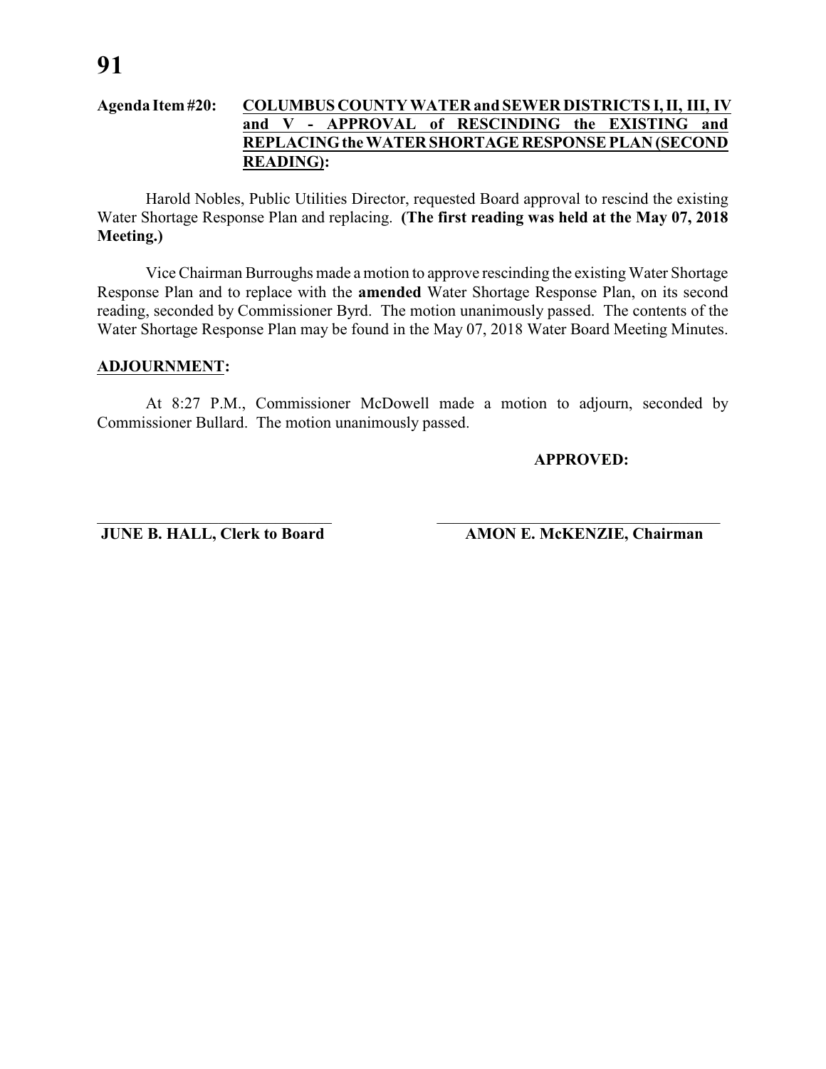**Agenda Item #20:** **COLUMBUS COUNTY WATER and SEWER DISTRICTS I, II, III, IV and V - APPROVAL of RESCINDING the EXISTING and REPLACING the WATER SHORTAGE RESPONSE PLAN (SECOND READING):**

Harold Nobles, Public Utilities Director, requested Board approval to rescind the existing Water Shortage Response Plan and replacing. **(The first reading was held at the May 07, 2018 Meeting.)**

Vice Chairman Burroughs made a motion to approve rescinding the existing Water Shortage Response Plan and to replace with the **amended** Water Shortage Response Plan, on its second reading, seconded by Commissioner Byrd. The motion unanimously passed. The contents of the Water Shortage Response Plan may be found in the May 07, 2018 Water Board Meeting Minutes.

**ADJOURNMENT:**

At 8:27 P.M., Commissioner McDowell made a motion to adjourn, seconded by Commissioner Bullard. The motion unanimously passed.

**APPROVED:**

**JUNE B. HALL, Clerk to Board** **AMON E. McKENZIE, Chairman**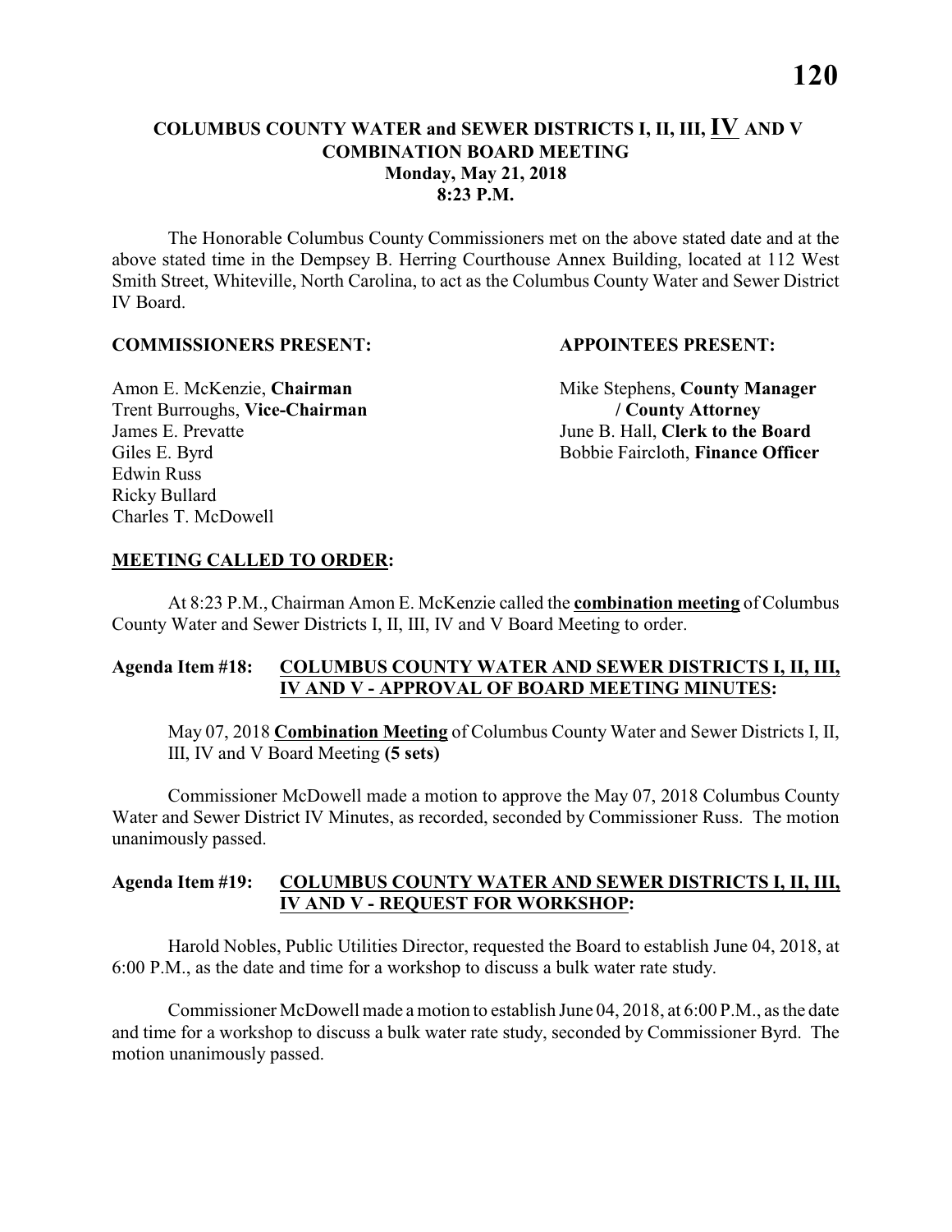**COLUMBUS COUNTY WATER and SEWER DISTRICTS I, II, III, IV AND V**
**COMBINATION BOARD MEETING**
**Monday, May 21, 2018**
**8:23 P.M.**

The Honorable Columbus County Commissioners met on the above stated date and at the above stated time in the Dempsey B. Herring Courthouse Annex Building, located at 112 West Smith Street, Whiteville, North Carolina, to act as the Columbus County Water and Sewer District IV Board.

**COMMISSIONERS PRESENT:**

Amon E. McKenzie, **Chairman**
Trent Burroughs, **Vice-Chairman**
James E. Prevatte
Giles E. Byrd
Edwin Russ
Ricky Bullard
Charles T. McDowell

**APPOINTEES PRESENT:**

Mike Stephens, **County Manager / County Attorney**
June B. Hall, **Clerk to the Board**
Bobbie Faircloth, **Finance Officer**

**MEETING CALLED TO ORDER:**

At 8:23 P.M., Chairman Amon E. McKenzie called the **combination meeting** of Columbus County Water and Sewer Districts I, II, III, IV and V Board Meeting to order.

**Agenda Item #18: COLUMBUS COUNTY WATER AND SEWER DISTRICTS I, II, III, IV AND V - APPROVAL OF BOARD MEETING MINUTES:**

May 07, 2018 **Combination Meeting** of Columbus County Water and Sewer Districts I, II, III, IV and V Board Meeting **(5 sets)**

Commissioner McDowell made a motion to approve the May 07, 2018 Columbus County Water and Sewer District IV Minutes, as recorded, seconded by Commissioner Russ. The motion unanimously passed.

**Agenda Item #19: COLUMBUS COUNTY WATER AND SEWER DISTRICTS I, II, III, IV AND V - REQUEST FOR WORKSHOP:**

Harold Nobles, Public Utilities Director, requested the Board to establish June 04, 2018, at 6:00 P.M., as the date and time for a workshop to discuss a bulk water rate study.

Commissioner McDowell made a motion to establish June 04, 2018, at 6:00 P.M., as the date and time for a workshop to discuss a bulk water rate study, seconded by Commissioner Byrd. The motion unanimously passed.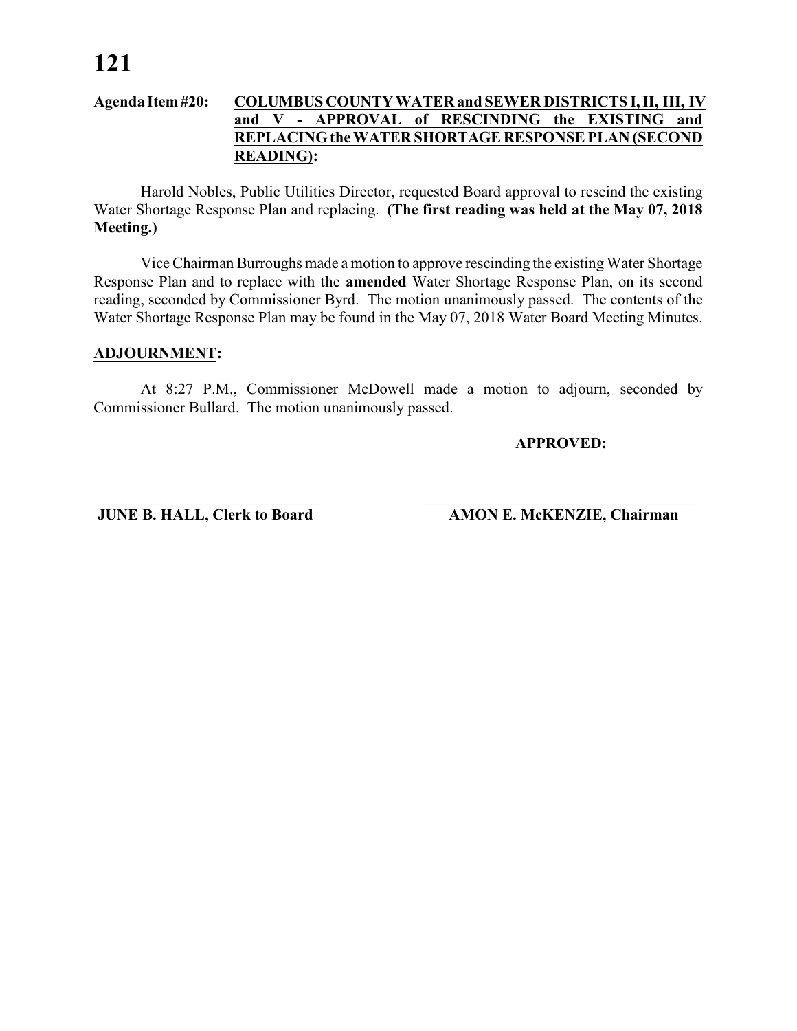**Agenda Item #20: COLUMBUS COUNTY WATER and SEWER DISTRICTS I, II, III, IV and V - APPROVAL of RESCINDING the EXISTING and REPLACING the WATER SHORTAGE RESPONSE PLAN (SECOND READING):**

Harold Nobles, Public Utilities Director, requested Board approval to rescind the existing Water Shortage Response Plan and replacing. **(The first reading was held at the May 07, 2018 Meeting.)**

Vice Chairman Burroughs made a motion to approve rescinding the existing Water Shortage Response Plan and to replace with the **amended** Water Shortage Response Plan, on its second reading, seconded by Commissioner Byrd. The motion unanimously passed. The contents of the Water Shortage Response Plan may be found in the May 07, 2018 Water Board Meeting Minutes.

**ADJOURNMENT:**

At 8:27 P.M., Commissioner McDowell made a motion to adjourn, seconded by Commissioner Bullard. The motion unanimously passed.

**APPROVED:**

\_\_\_\_\_\_\_\_\_\_\_\_\_\_\_\_\_\_\_\_\_\_\_\_\_\_\_\_\_\_ \_\_\_\_\_\_\_\_\_\_\_\_\_\_\_\_\_\_\_\_\_\_\_\_\_\_\_\_\_\_

**JUNE B. HALL, Clerk to Board** **AMON E. McKENZIE, Chairman**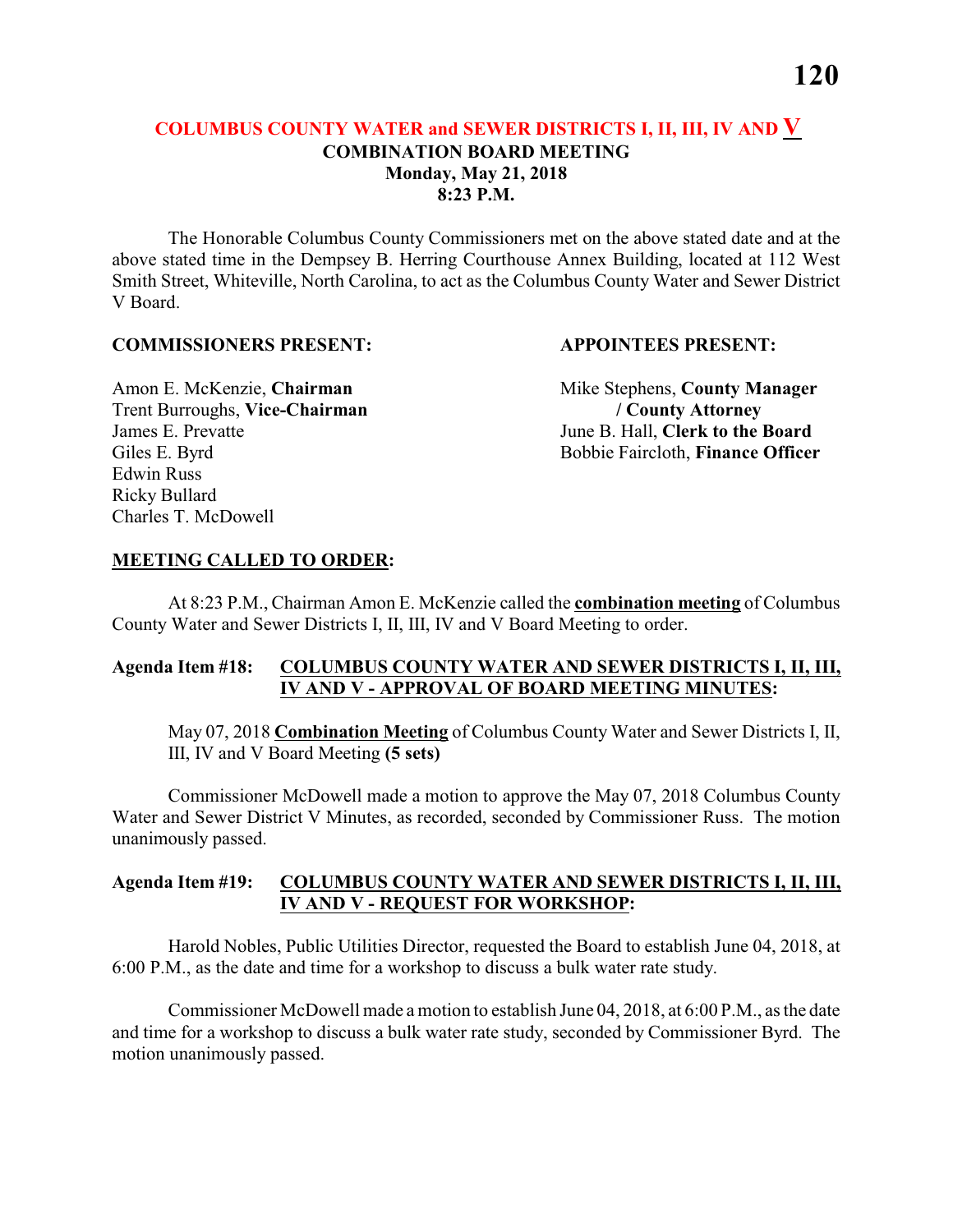## COLUMBUS COUNTY WATER and SEWER DISTRICTS I, II, III, IV AND V
### COMBINATION BOARD MEETING
### Monday, May 21, 2018
### 8:23 P.M.

The Honorable Columbus County Commissioners met on the above stated date and at the above stated time in the Dempsey B. Herring Courthouse Annex Building, located at 112 West Smith Street, Whiteville, North Carolina, to act as the Columbus County Water and Sewer District V Board.

**COMMISSIONERS PRESENT:**

Amon E. McKenzie, **Chairman**
Trent Burroughs, **Vice-Chairman**
James E. Prevatte
Giles E. Byrd
Edwin Russ
Ricky Bullard
Charles T. McDowell

**APPOINTEES PRESENT:**

Mike Stephens, **County Manager / County Attorney**
June B. Hall, **Clerk to the Board**
Bobbie Faircloth, **Finance Officer**

**MEETING CALLED TO ORDER:**

At 8:23 P.M., Chairman Amon E. McKenzie called the **combination meeting** of Columbus County Water and Sewer Districts I, II, III, IV and V Board Meeting to order.

**Agenda Item #18: COLUMBUS COUNTY WATER AND SEWER DISTRICTS I, II, III, IV AND V - APPROVAL OF BOARD MEETING MINUTES:**

May 07, 2018 **Combination Meeting** of Columbus County Water and Sewer Districts I, II, III, IV and V Board Meeting **(5 sets)**

Commissioner McDowell made a motion to approve the May 07, 2018 Columbus County Water and Sewer District V Minutes, as recorded, seconded by Commissioner Russ. The motion unanimously passed.

**Agenda Item #19: COLUMBUS COUNTY WATER AND SEWER DISTRICTS I, II, III, IV AND V - REQUEST FOR WORKSHOP:**

Harold Nobles, Public Utilities Director, requested the Board to establish June 04, 2018, at 6:00 P.M., as the date and time for a workshop to discuss a bulk water rate study.

Commissioner McDowell made a motion to establish June 04, 2018, at 6:00 P.M., as the date and time for a workshop to discuss a bulk water rate study, seconded by Commissioner Byrd. The motion unanimously passed.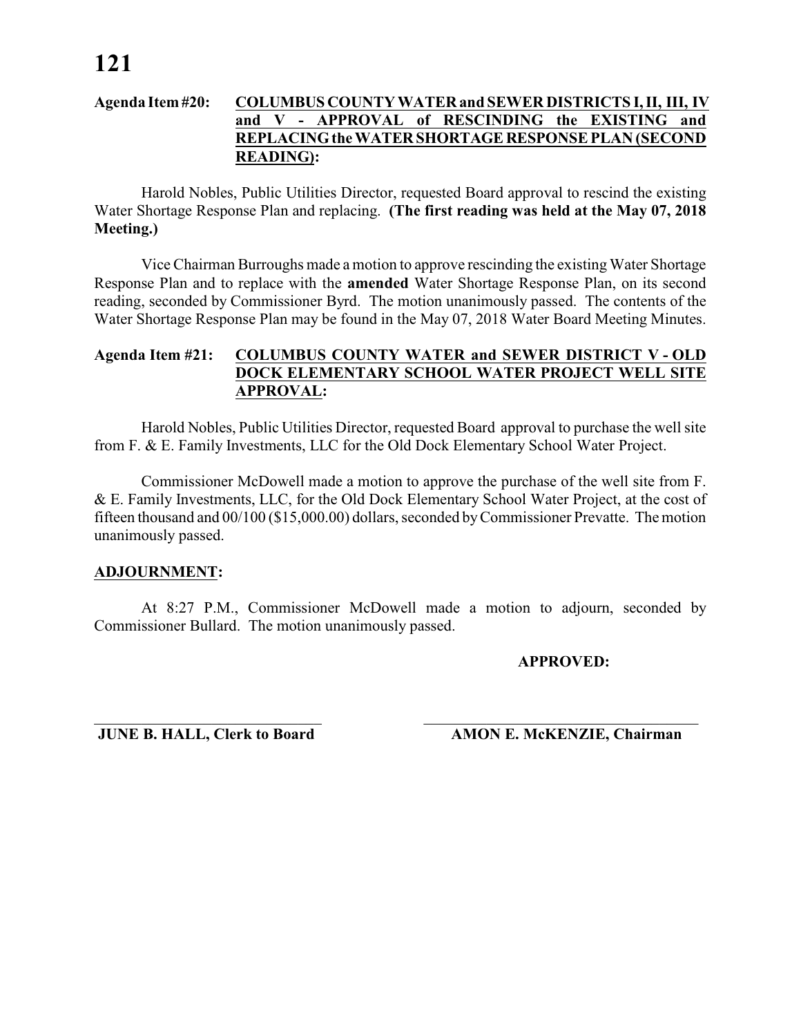**Agenda Item #20: COLUMBUS COUNTY WATER and SEWER DISTRICTS I, II, III, IV and V - APPROVAL of RESCINDING the EXISTING and REPLACING the WATER SHORTAGE RESPONSE PLAN (SECOND READING):**

Harold Nobles, Public Utilities Director, requested Board approval to rescind the existing Water Shortage Response Plan and replacing. **(The first reading was held at the May 07, 2018 Meeting.)**

Vice Chairman Burroughs made a motion to approve rescinding the existing Water Shortage Response Plan and to replace with the **amended** Water Shortage Response Plan, on its second reading, seconded by Commissioner Byrd. The motion unanimously passed. The contents of the Water Shortage Response Plan may be found in the May 07, 2018 Water Board Meeting Minutes.

**Agenda Item #21: COLUMBUS COUNTY WATER and SEWER DISTRICT V - OLD DOCK ELEMENTARY SCHOOL WATER PROJECT WELL SITE APPROVAL:**

Harold Nobles, Public Utilities Director, requested Board approval to purchase the well site from F. & E. Family Investments, LLC for the Old Dock Elementary School Water Project.

Commissioner McDowell made a motion to approve the purchase of the well site from F. & E. Family Investments, LLC, for the Old Dock Elementary School Water Project, at the cost of fifteen thousand and 00/100 ($15,000.00) dollars, seconded by Commissioner Prevatte. The motion unanimously passed.

**ADJOURNMENT:**

At 8:27 P.M., Commissioner McDowell made a motion to adjourn, seconded by Commissioner Bullard. The motion unanimously passed.

**APPROVED:**

\_\_\_\_\_\_\_\_\_\_\_\_\_\_\_\_\_\_\_\_\_\_\_\_\_\_\_\_\_\_ \_\_\_\_\_\_\_\_\_\_\_\_\_\_\_\_\_\_\_\_\_\_\_\_\_\_\_\_\_\_

**JUNE B. HALL, Clerk to Board** **AMON E. McKENZIE, Chairman**